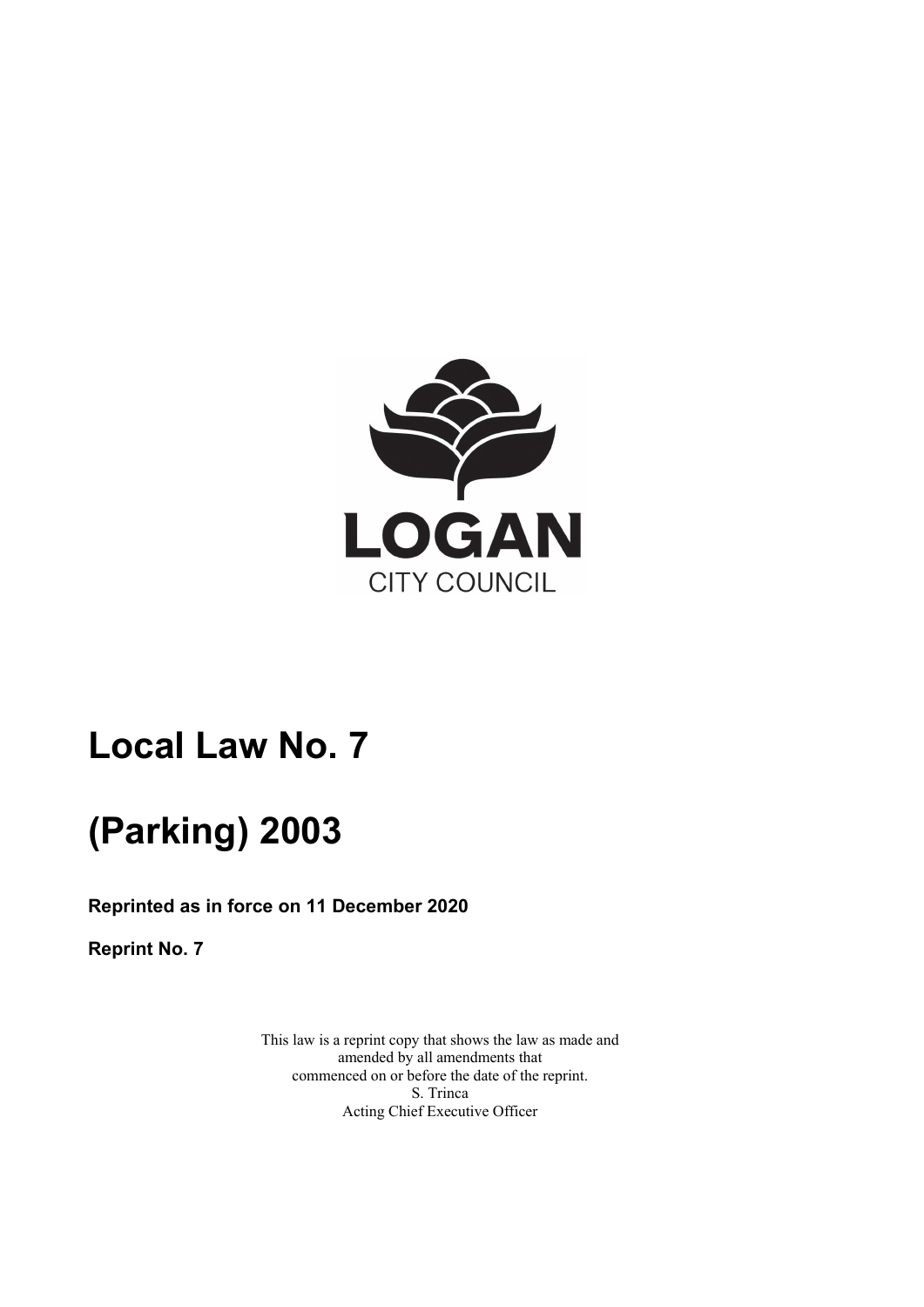LOGAN
CITY COUNCIL

# Local Law No. 7

# (Parking) 2003

**Reprinted as in force on 11 December 2020**

**Reprint No. 7**

This law is a reprint copy that shows the law as made and amended by all amendments that commenced on or before the date of the reprint.
S. Trinca
Acting Chief Executive Officer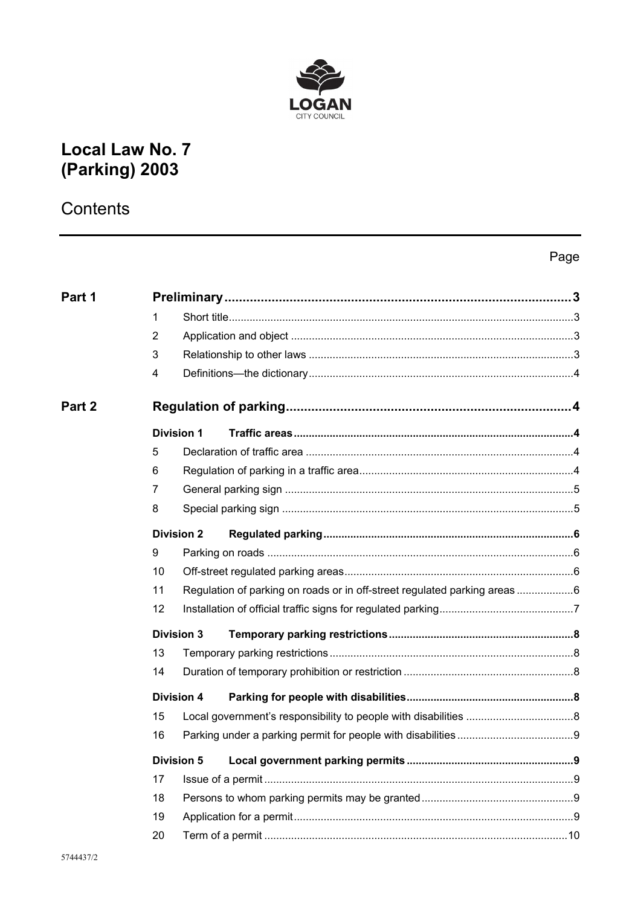LOGAN

CITY COUNCIL

# Local Law No. 7 (Parking) 2003

## Contents

| | | Page |
|---|---|---|
| **Part 1** | **Preliminary** | **3** |
| | 1 Short title | 3 |
| | 2 Application and object | 3 |
| | 3 Relationship to other laws | 3 |
| | 4 Definitions—the dictionary | 4 |
| **Part 2** | **Regulation of parking** | **4** |
| | **Division 1 Traffic areas** | **4** |
| | 5 Declaration of traffic area | 4 |
| | 6 Regulation of parking in a traffic area | 4 |
| | 7 General parking sign | 5 |
| | 8 Special parking sign | 5 |
| | **Division 2 Regulated parking** | **6** |
| | 9 Parking on roads | 6 |
| | 10 Off-street regulated parking areas | 6 |
| | 11 Regulation of parking on roads or in off-street regulated parking areas | 6 |
| | 12 Installation of official traffic signs for regulated parking | 7 |
| | **Division 3 Temporary parking restrictions** | **8** |
| | 13 Temporary parking restrictions | 8 |
| | 14 Duration of temporary prohibition or restriction | 8 |
| | **Division 4 Parking for people with disabilities** | **8** |
| | 15 Local government's responsibility to people with disabilities | 8 |
| | 16 Parking under a parking permit for people with disabilities | 9 |
| | **Division 5 Local government parking permits** | **9** |
| | 17 Issue of a permit | 9 |
| | 18 Persons to whom parking permits may be granted | 9 |
| | 19 Application for a permit | 9 |
| | 20 Term of a permit | 10 |

5744437/2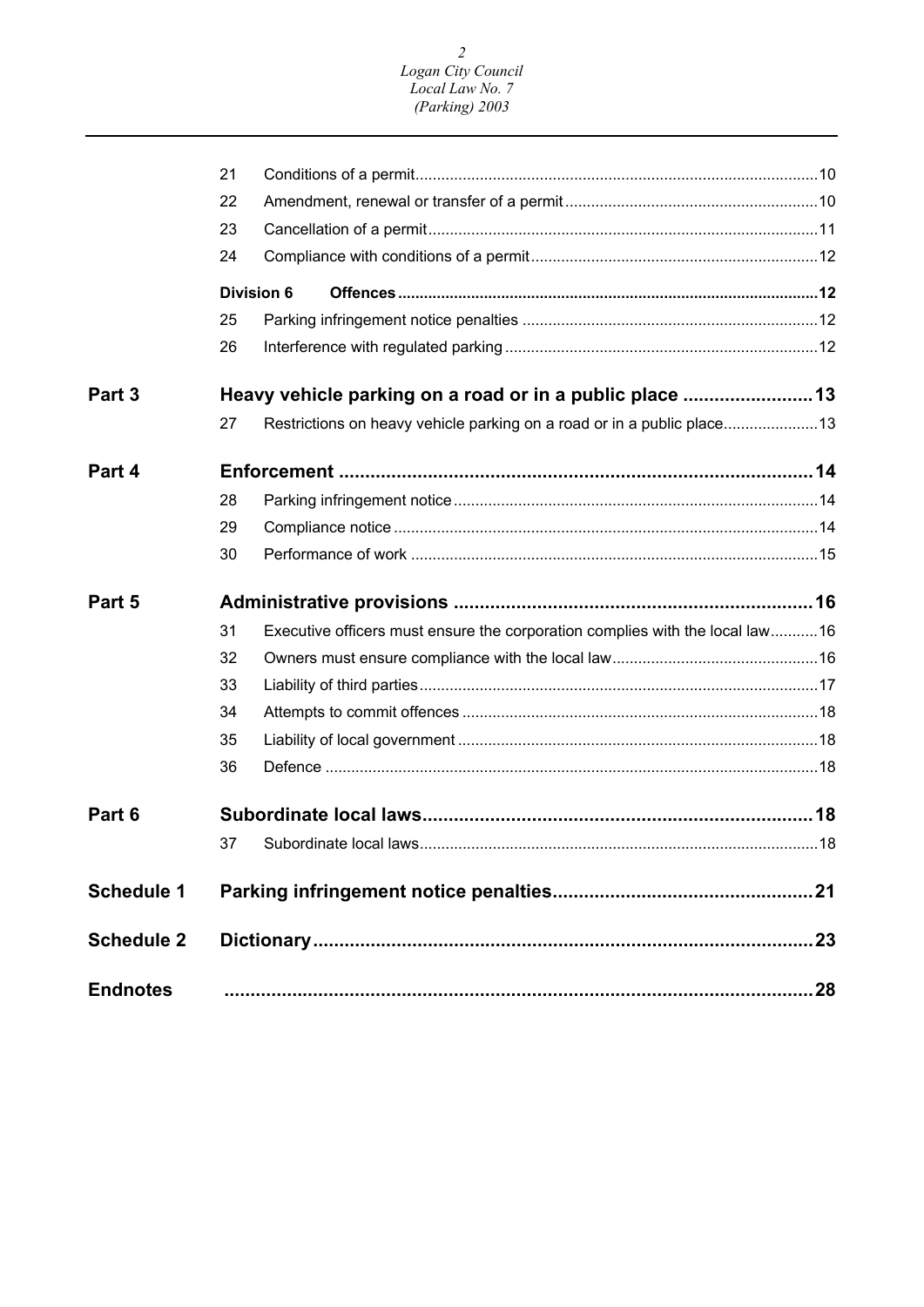| | | | |
|---|---|---|---|
| | 21 | Conditions of a permit | 10 |
| | 22 | Amendment, renewal or transfer of a permit | 10 |
| | 23 | Cancellation of a permit | 11 |
| | 24 | Compliance with conditions of a permit | 12 |
| | **Division 6** | **Offences** | **12** |
| | 25 | Parking infringement notice penalties | 12 |
| | 26 | Interference with regulated parking | 12 |
| **Part 3** | **Heavy vehicle parking on a road or in a public place** | | **13** |
| | 27 | Restrictions on heavy vehicle parking on a road or in a public place | 13 |
| **Part 4** | **Enforcement** | | **14** |
| | 28 | Parking infringement notice | 14 |
| | 29 | Compliance notice | 14 |
| | 30 | Performance of work | 15 |
| **Part 5** | **Administrative provisions** | | **16** |
| | 31 | Executive officers must ensure the corporation complies with the local law | 16 |
| | 32 | Owners must ensure compliance with the local law | 16 |
| | 33 | Liability of third parties | 17 |
| | 34 | Attempts to commit offences | 18 |
| | 35 | Liability of local government | 18 |
| | 36 | Defence | 18 |
| **Part 6** | **Subordinate local laws** | | **18** |
| | 37 | Subordinate local laws | 18 |
| **Schedule 1** | **Parking infringement notice penalties** | | **21** |
| **Schedule 2** | **Dictionary** | | **23** |
| **Endnotes** | | | **28** |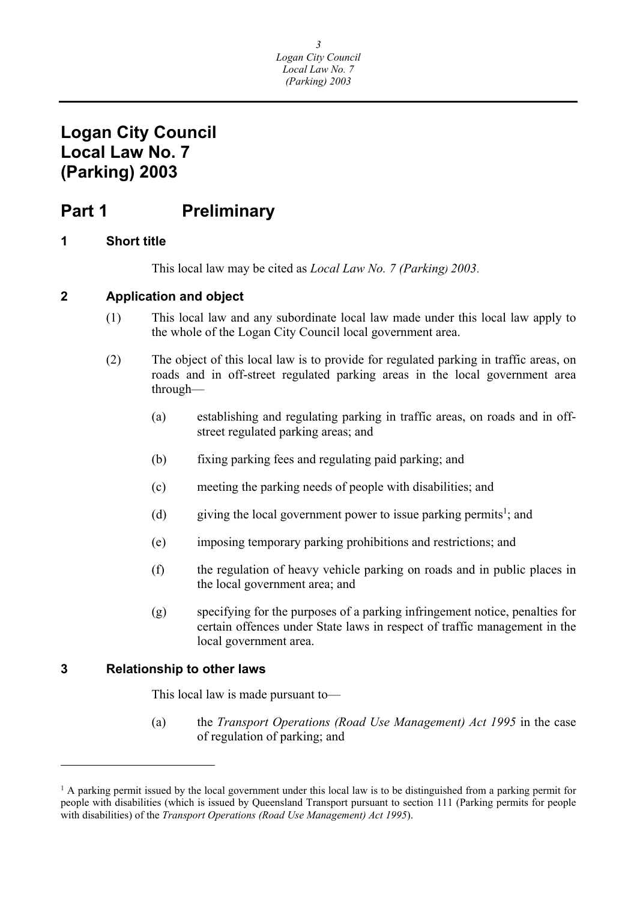# Logan City Council Local Law No. 7 (Parking) 2003

## Part 1 Preliminary

### 1 Short title

This local law may be cited as *Local Law No. 7 (Parking) 2003*.

### 2 Application and object

(1) This local law and any subordinate local law made under this local law apply to the whole of the Logan City Council local government area.

(2) The object of this local law is to provide for regulated parking in traffic areas, on roads and in off-street regulated parking areas in the local government area through—

(a) establishing and regulating parking in traffic areas, on roads and in off-street regulated parking areas; and

(b) fixing parking fees and regulating paid parking; and

(c) meeting the parking needs of people with disabilities; and

(d) giving the local government power to issue parking permits[1]; and

(e) imposing temporary parking prohibitions and restrictions; and

(f) the regulation of heavy vehicle parking on roads and in public places in the local government area; and

(g) specifying for the purposes of a parking infringement notice, penalties for certain offences under State laws in respect of traffic management in the local government area.

### 3 Relationship to other laws

This local law is made pursuant to—

(a) the *Transport Operations (Road Use Management) Act 1995* in the case of regulation of parking; and

---

[1] A parking permit issued by the local government under this local law is to be distinguished from a parking permit for people with disabilities (which is issued by Queensland Transport pursuant to section 111 (Parking permits for people with disabilities) of the *Transport Operations (Road Use Management) Act 1995*).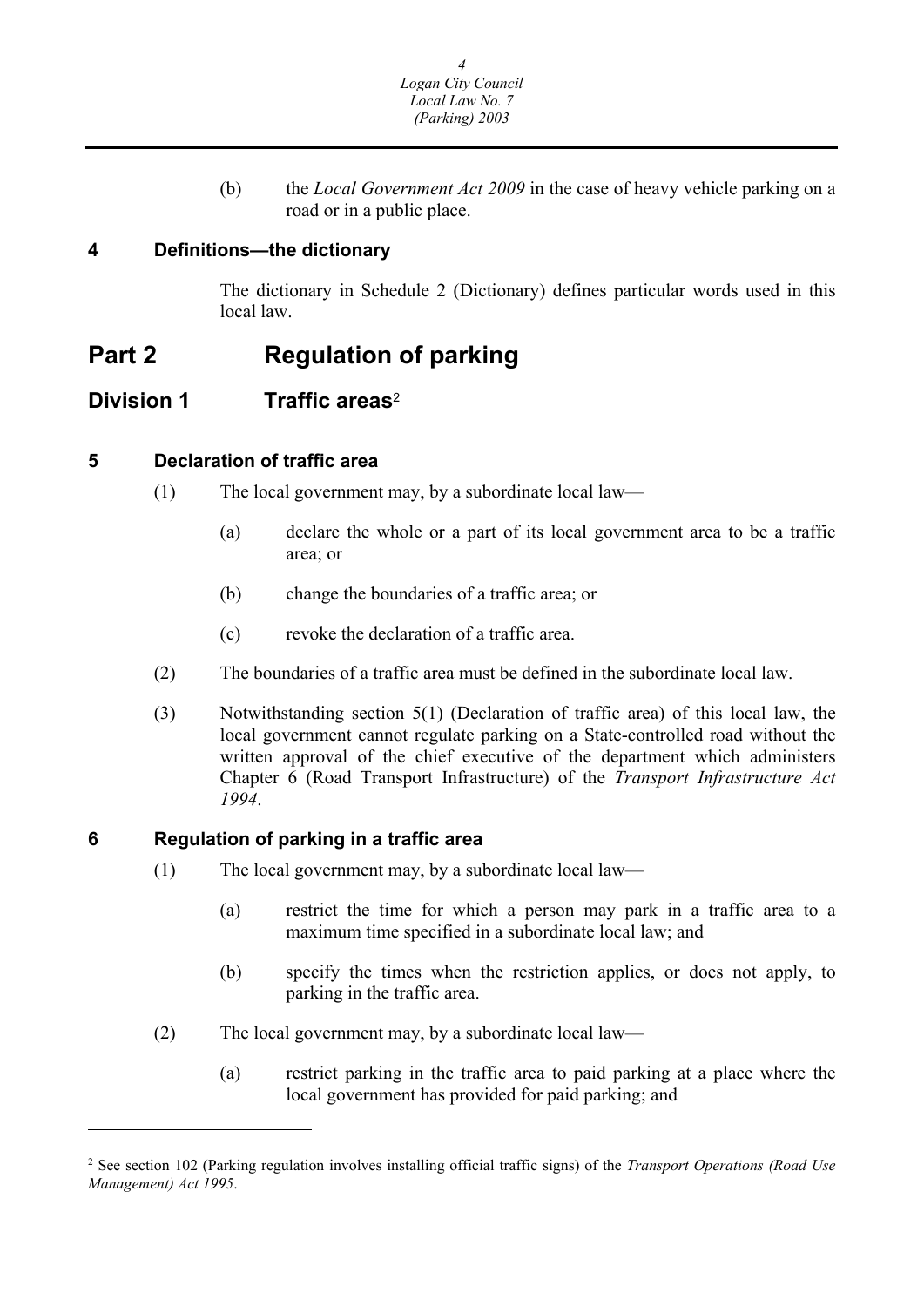(b) the *Local Government Act 2009* in the case of heavy vehicle parking on a road or in a public place.

### 4 Definitions—the dictionary

The dictionary in Schedule 2 (Dictionary) defines particular words used in this local law.

# Part 2 Regulation of parking

## Division 1 Traffic areas[2]

### 5 Declaration of traffic area

(1) The local government may, by a subordinate local law—

(a) declare the whole or a part of its local government area to be a traffic area; or

(b) change the boundaries of a traffic area; or

(c) revoke the declaration of a traffic area.

(2) The boundaries of a traffic area must be defined in the subordinate local law.

(3) Notwithstanding section 5(1) (Declaration of traffic area) of this local law, the local government cannot regulate parking on a State-controlled road without the written approval of the chief executive of the department which administers Chapter 6 (Road Transport Infrastructure) of the *Transport Infrastructure Act 1994*.

### 6 Regulation of parking in a traffic area

(1) The local government may, by a subordinate local law—

(a) restrict the time for which a person may park in a traffic area to a maximum time specified in a subordinate local law; and

(b) specify the times when the restriction applies, or does not apply, to parking in the traffic area.

(2) The local government may, by a subordinate local law—

(a) restrict parking in the traffic area to paid parking at a place where the local government has provided for paid parking; and

---

[2] See section 102 (Parking regulation involves installing official traffic signs) of the *Transport Operations (Road Use Management) Act 1995*.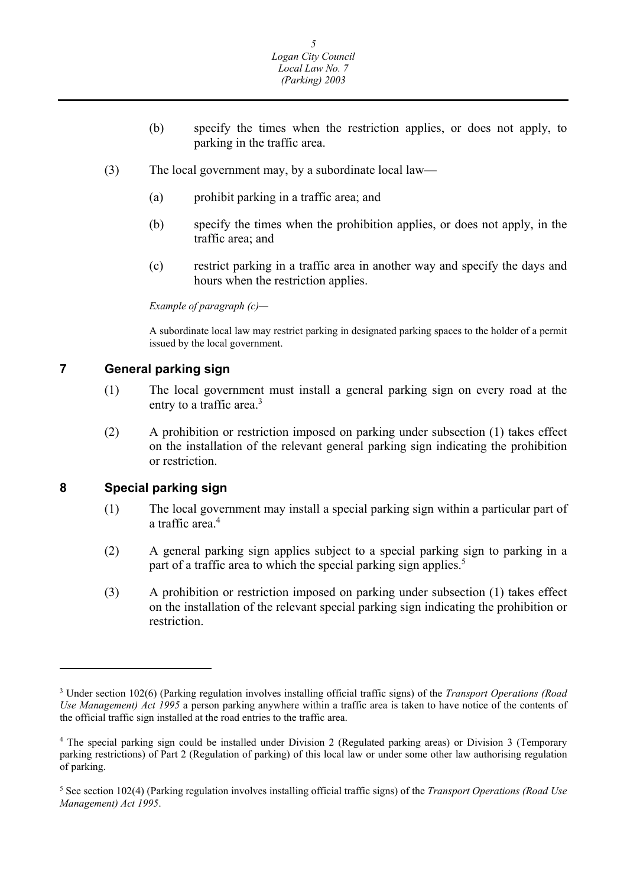(b) specify the times when the restriction applies, or does not apply, to parking in the traffic area.

(3) The local government may, by a subordinate local law—

(a) prohibit parking in a traffic area; and

(b) specify the times when the prohibition applies, or does not apply, in the traffic area; and

(c) restrict parking in a traffic area in another way and specify the days and hours when the restriction applies.

*Example of paragraph (c)—*

A subordinate local law may restrict parking in designated parking spaces to the holder of a permit issued by the local government.

## 7 General parking sign

(1) The local government must install a general parking sign on every road at the entry to a traffic area.[3]

(2) A prohibition or restriction imposed on parking under subsection (1) takes effect on the installation of the relevant general parking sign indicating the prohibition or restriction.

## 8 Special parking sign

(1) The local government may install a special parking sign within a particular part of a traffic area.[4]

(2) A general parking sign applies subject to a special parking sign to parking in a part of a traffic area to which the special parking sign applies.[5]

(3) A prohibition or restriction imposed on parking under subsection (1) takes effect on the installation of the relevant special parking sign indicating the prohibition or restriction.

---

[3] Under section 102(6) (Parking regulation involves installing official traffic signs) of the *Transport Operations (Road Use Management) Act 1995* a person parking anywhere within a traffic area is taken to have notice of the contents of the official traffic sign installed at the road entries to the traffic area.

[4] The special parking sign could be installed under Division 2 (Regulated parking areas) or Division 3 (Temporary parking restrictions) of Part 2 (Regulation of parking) of this local law or under some other law authorising regulation of parking.

[5] See section 102(4) (Parking regulation involves installing official traffic signs) of the *Transport Operations (Road Use Management) Act 1995*.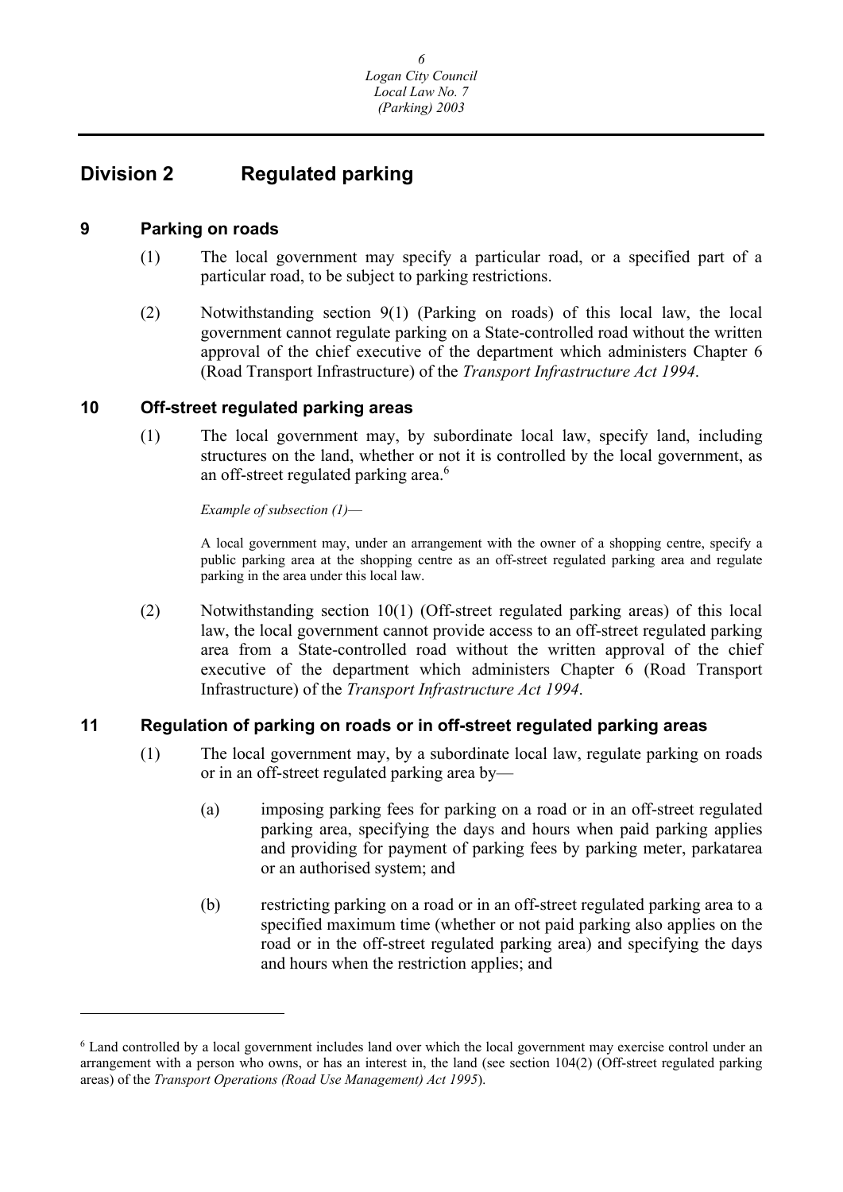## Division 2 Regulated parking

### 9 Parking on roads

(1) The local government may specify a particular road, or a specified part of a particular road, to be subject to parking restrictions.

(2) Notwithstanding section 9(1) (Parking on roads) of this local law, the local government cannot regulate parking on a State-controlled road without the written approval of the chief executive of the department which administers Chapter 6 (Road Transport Infrastructure) of the *Transport Infrastructure Act 1994*.

### 10 Off-street regulated parking areas

(1) The local government may, by subordinate local law, specify land, including structures on the land, whether or not it is controlled by the local government, as an off-street regulated parking area.[6]

*Example of subsection (1)*—

A local government may, under an arrangement with the owner of a shopping centre, specify a public parking area at the shopping centre as an off-street regulated parking area and regulate parking in the area under this local law.

(2) Notwithstanding section 10(1) (Off-street regulated parking areas) of this local law, the local government cannot provide access to an off-street regulated parking area from a State-controlled road without the written approval of the chief executive of the department which administers Chapter 6 (Road Transport Infrastructure) of the *Transport Infrastructure Act 1994*.

### 11 Regulation of parking on roads or in off-street regulated parking areas

(1) The local government may, by a subordinate local law, regulate parking on roads or in an off-street regulated parking area by—

(a) imposing parking fees for parking on a road or in an off-street regulated parking area, specifying the days and hours when paid parking applies and providing for payment of parking fees by parking meter, parkatarea or an authorised system; and

(b) restricting parking on a road or in an off-street regulated parking area to a specified maximum time (whether or not paid parking also applies on the road or in the off-street regulated parking area) and specifying the days and hours when the restriction applies; and

---

[6] Land controlled by a local government includes land over which the local government may exercise control under an arrangement with a person who owns, or has an interest in, the land (see section 104(2) (Off-street regulated parking areas) of the *Transport Operations (Road Use Management) Act 1995*).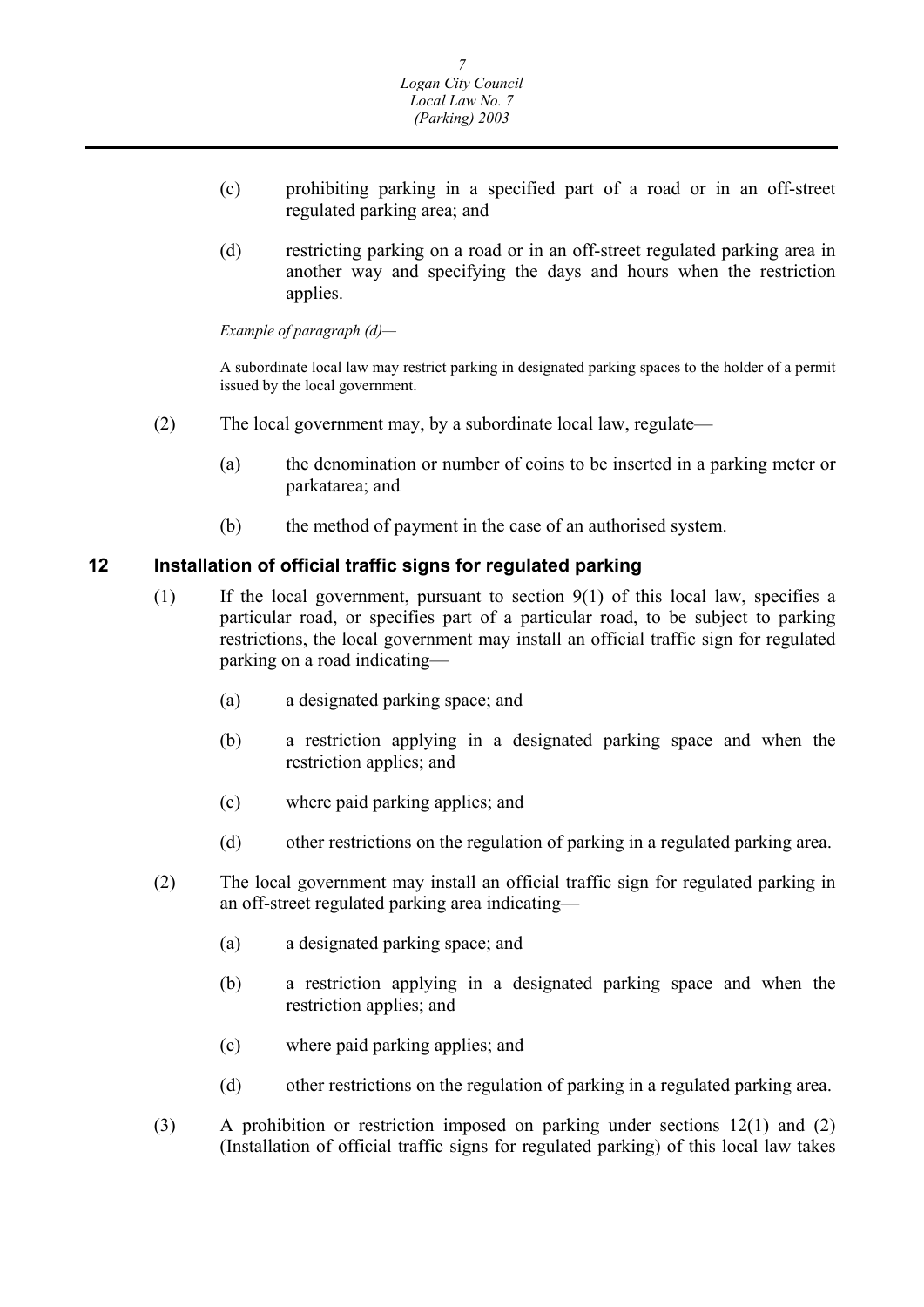(c) prohibiting parking in a specified part of a road or in an off-street regulated parking area; and

(d) restricting parking on a road or in an off-street regulated parking area in another way and specifying the days and hours when the restriction applies.

*Example of paragraph (d)—*

A subordinate local law may restrict parking in designated parking spaces to the holder of a permit issued by the local government.

(2) The local government may, by a subordinate local law, regulate—

(a) the denomination or number of coins to be inserted in a parking meter or parkatarea; and

(b) the method of payment in the case of an authorised system.

## 12 Installation of official traffic signs for regulated parking

(1) If the local government, pursuant to section 9(1) of this local law, specifies a particular road, or specifies part of a particular road, to be subject to parking restrictions, the local government may install an official traffic sign for regulated parking on a road indicating—

(a) a designated parking space; and

(b) a restriction applying in a designated parking space and when the restriction applies; and

(c) where paid parking applies; and

(d) other restrictions on the regulation of parking in a regulated parking area.

(2) The local government may install an official traffic sign for regulated parking in an off-street regulated parking area indicating—

(a) a designated parking space; and

(b) a restriction applying in a designated parking space and when the restriction applies; and

(c) where paid parking applies; and

(d) other restrictions on the regulation of parking in a regulated parking area.

(3) A prohibition or restriction imposed on parking under sections 12(1) and (2) (Installation of official traffic signs for regulated parking) of this local law takes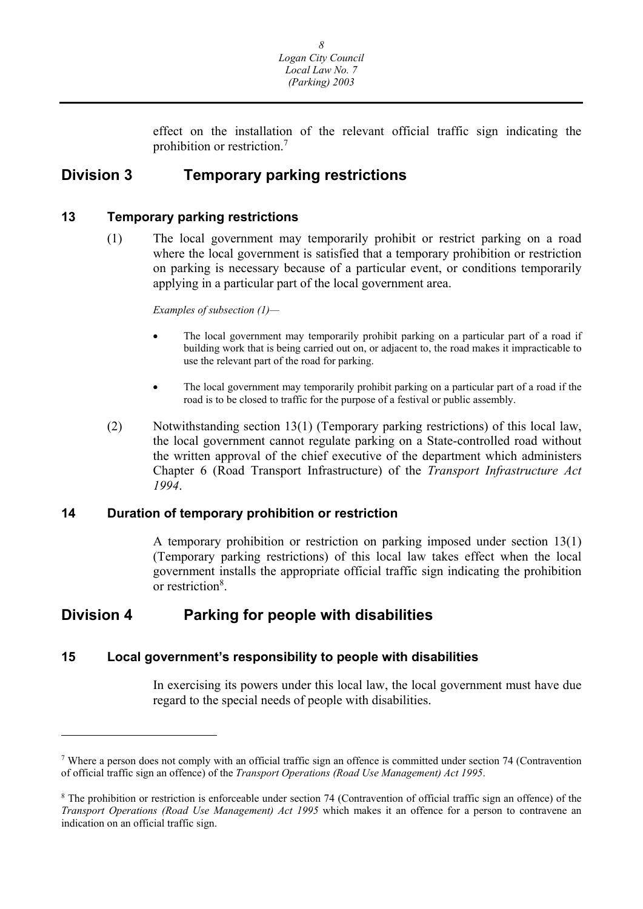effect on the installation of the relevant official traffic sign indicating the prohibition or restriction.[7]

## Division 3 Temporary parking restrictions

### 13 Temporary parking restrictions

(1) The local government may temporarily prohibit or restrict parking on a road where the local government is satisfied that a temporary prohibition or restriction on parking is necessary because of a particular event, or conditions temporarily applying in a particular part of the local government area.

*Examples of subsection (1)—*

- The local government may temporarily prohibit parking on a particular part of a road if building work that is being carried out on, or adjacent to, the road makes it impracticable to use the relevant part of the road for parking.
- The local government may temporarily prohibit parking on a particular part of a road if the road is to be closed to traffic for the purpose of a festival or public assembly.

(2) Notwithstanding section 13(1) (Temporary parking restrictions) of this local law, the local government cannot regulate parking on a State-controlled road without the written approval of the chief executive of the department which administers Chapter 6 (Road Transport Infrastructure) of the *Transport Infrastructure Act 1994*.

### 14 Duration of temporary prohibition or restriction

A temporary prohibition or restriction on parking imposed under section 13(1) (Temporary parking restrictions) of this local law takes effect when the local government installs the appropriate official traffic sign indicating the prohibition or restriction[8].

## Division 4 Parking for people with disabilities

### 15 Local government's responsibility to people with disabilities

In exercising its powers under this local law, the local government must have due regard to the special needs of people with disabilities.

---

[7] Where a person does not comply with an official traffic sign an offence is committed under section 74 (Contravention of official traffic sign an offence) of the *Transport Operations (Road Use Management) Act 1995*.

[8] The prohibition or restriction is enforceable under section 74 (Contravention of official traffic sign an offence) of the *Transport Operations (Road Use Management) Act 1995* which makes it an offence for a person to contravene an indication on an official traffic sign.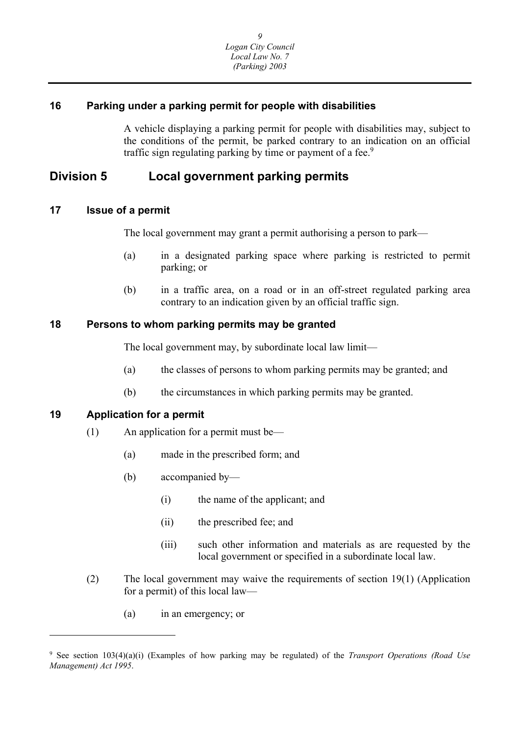### 16 Parking under a parking permit for people with disabilities

A vehicle displaying a parking permit for people with disabilities may, subject to the conditions of the permit, be parked contrary to an indication on an official traffic sign regulating parking by time or payment of a fee.[9]

## Division 5 Local government parking permits

### 17 Issue of a permit

The local government may grant a permit authorising a person to park—

(a) in a designated parking space where parking is restricted to permit parking; or

(b) in a traffic area, on a road or in an off-street regulated parking area contrary to an indication given by an official traffic sign.

### 18 Persons to whom parking permits may be granted

The local government may, by subordinate local law limit—

(a) the classes of persons to whom parking permits may be granted; and

(b) the circumstances in which parking permits may be granted.

### 19 Application for a permit

(1) An application for a permit must be—

(a) made in the prescribed form; and

(b) accompanied by—

(i) the name of the applicant; and

(ii) the prescribed fee; and

(iii) such other information and materials as are requested by the local government or specified in a subordinate local law.

(2) The local government may waive the requirements of section 19(1) (Application for a permit) of this local law—

(a) in an emergency; or

---

[9] See section 103(4)(a)(i) (Examples of how parking may be regulated) of the *Transport Operations (Road Use Management) Act 1995*.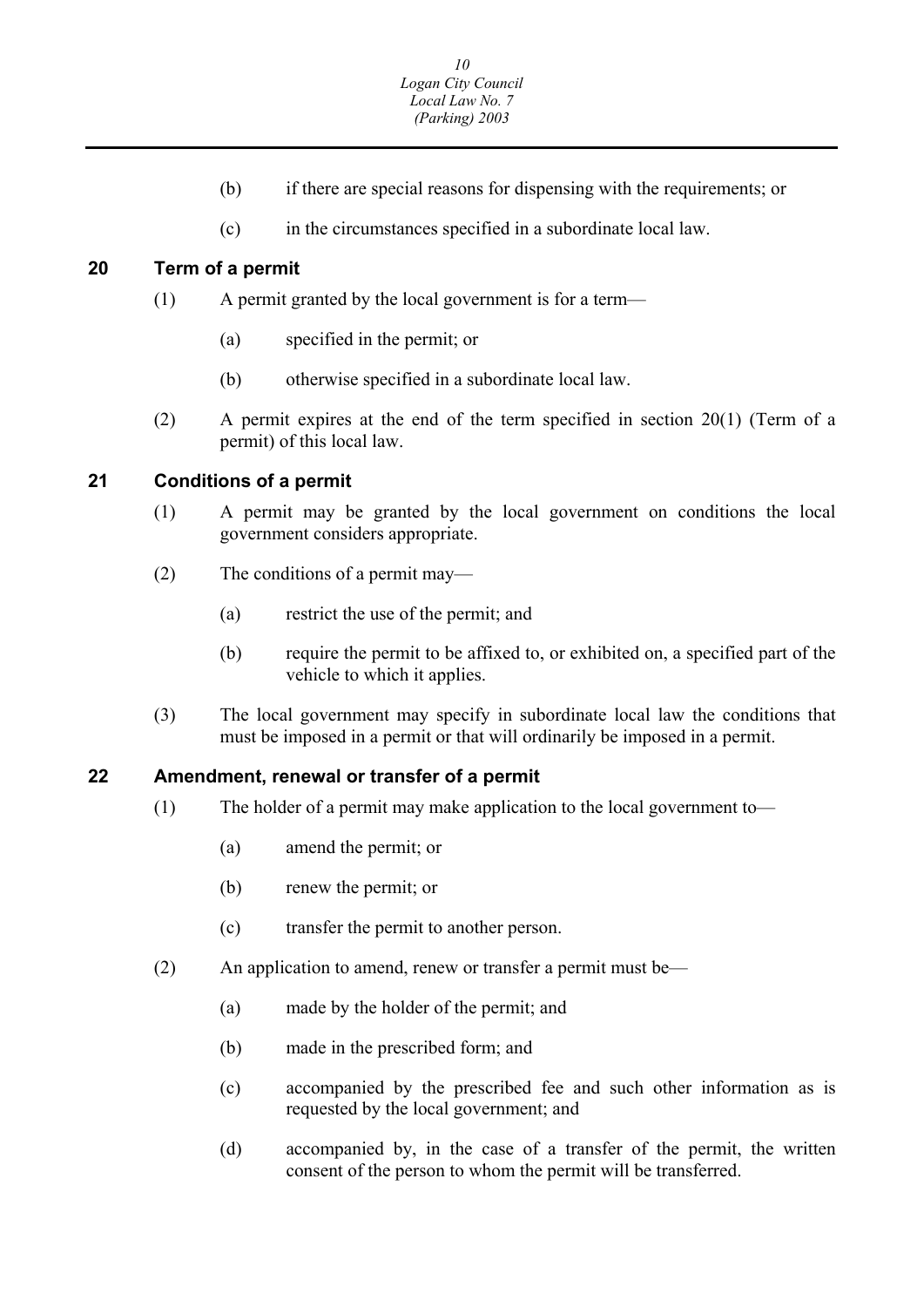(b) if there are special reasons for dispensing with the requirements; or

(c) in the circumstances specified in a subordinate local law.

## 20 Term of a permit

(1) A permit granted by the local government is for a term—

(a) specified in the permit; or

(b) otherwise specified in a subordinate local law.

(2) A permit expires at the end of the term specified in section 20(1) (Term of a permit) of this local law.

## 21 Conditions of a permit

(1) A permit may be granted by the local government on conditions the local government considers appropriate.

(2) The conditions of a permit may—

(a) restrict the use of the permit; and

(b) require the permit to be affixed to, or exhibited on, a specified part of the vehicle to which it applies.

(3) The local government may specify in subordinate local law the conditions that must be imposed in a permit or that will ordinarily be imposed in a permit.

## 22 Amendment, renewal or transfer of a permit

(1) The holder of a permit may make application to the local government to—

(a) amend the permit; or

(b) renew the permit; or

(c) transfer the permit to another person.

(2) An application to amend, renew or transfer a permit must be—

(a) made by the holder of the permit; and

(b) made in the prescribed form; and

(c) accompanied by the prescribed fee and such other information as is requested by the local government; and

(d) accompanied by, in the case of a transfer of the permit, the written consent of the person to whom the permit will be transferred.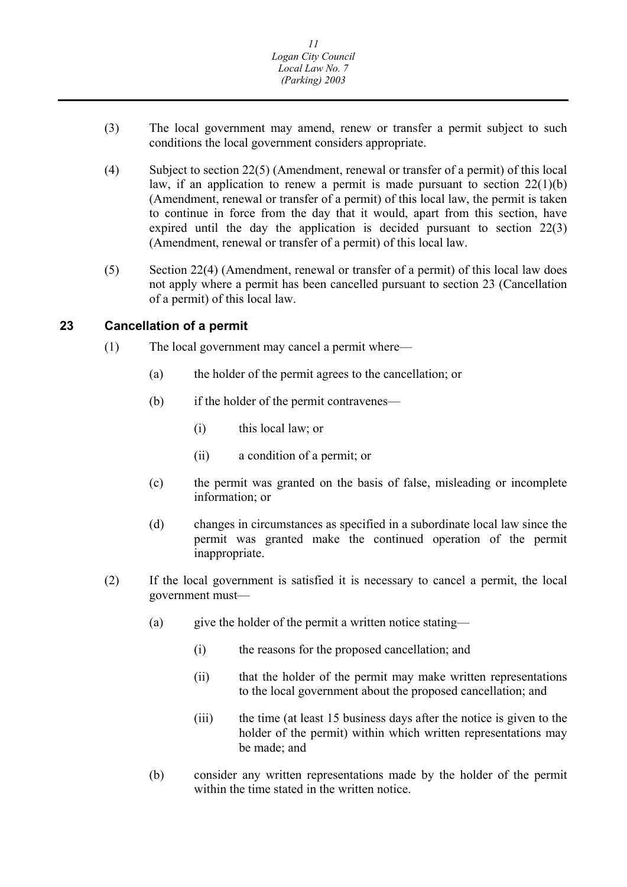(3) The local government may amend, renew or transfer a permit subject to such conditions the local government considers appropriate.

(4) Subject to section 22(5) (Amendment, renewal or transfer of a permit) of this local law, if an application to renew a permit is made pursuant to section 22(1)(b) (Amendment, renewal or transfer of a permit) of this local law, the permit is taken to continue in force from the day that it would, apart from this section, have expired until the day the application is decided pursuant to section 22(3) (Amendment, renewal or transfer of a permit) of this local law.

(5) Section 22(4) (Amendment, renewal or transfer of a permit) of this local law does not apply where a permit has been cancelled pursuant to section 23 (Cancellation of a permit) of this local law.

## 23 Cancellation of a permit

(1) The local government may cancel a permit where—

(a) the holder of the permit agrees to the cancellation; or

(b) if the holder of the permit contravenes—

(i) this local law; or

(ii) a condition of a permit; or

(c) the permit was granted on the basis of false, misleading or incomplete information; or

(d) changes in circumstances as specified in a subordinate local law since the permit was granted make the continued operation of the permit inappropriate.

(2) If the local government is satisfied it is necessary to cancel a permit, the local government must—

(a) give the holder of the permit a written notice stating—

(i) the reasons for the proposed cancellation; and

(ii) that the holder of the permit may make written representations to the local government about the proposed cancellation; and

(iii) the time (at least 15 business days after the notice is given to the holder of the permit) within which written representations may be made; and

(b) consider any written representations made by the holder of the permit within the time stated in the written notice.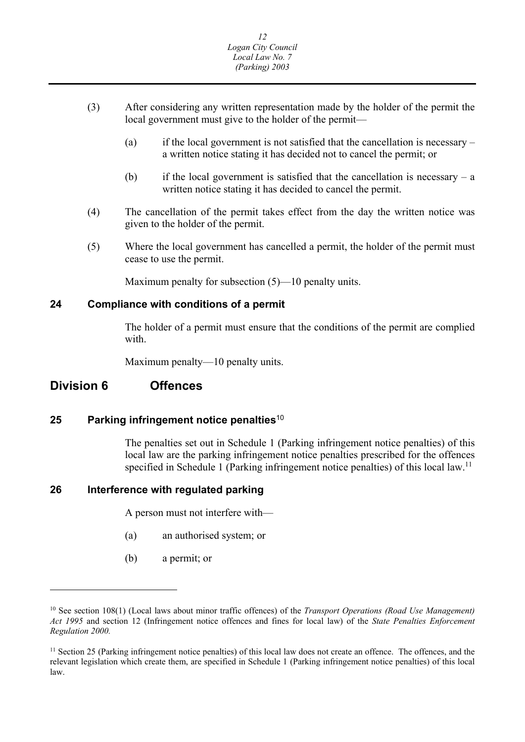(3) After considering any written representation made by the holder of the permit the local government must give to the holder of the permit—

(a) if the local government is not satisfied that the cancellation is necessary – a written notice stating it has decided not to cancel the permit; or

(b) if the local government is satisfied that the cancellation is necessary – a written notice stating it has decided to cancel the permit.

(4) The cancellation of the permit takes effect from the day the written notice was given to the holder of the permit.

(5) Where the local government has cancelled a permit, the holder of the permit must cease to use the permit.

Maximum penalty for subsection (5)—10 penalty units.

### 24 Compliance with conditions of a permit

The holder of a permit must ensure that the conditions of the permit are complied with.

Maximum penalty—10 penalty units.

## Division 6 Offences

### 25 Parking infringement notice penalties[10]

The penalties set out in Schedule 1 (Parking infringement notice penalties) of this local law are the parking infringement notice penalties prescribed for the offences specified in Schedule 1 (Parking infringement notice penalties) of this local law.[11]

### 26 Interference with regulated parking

A person must not interfere with—

(a) an authorised system; or

(b) a permit; or

---

[10] See section 108(1) (Local laws about minor traffic offences) of the *Transport Operations (Road Use Management) Act 1995* and section 12 (Infringement notice offences and fines for local law) of the *State Penalties Enforcement Regulation 2000.*

[11] Section 25 (Parking infringement notice penalties) of this local law does not create an offence. The offences, and the relevant legislation which create them, are specified in Schedule 1 (Parking infringement notice penalties) of this local law.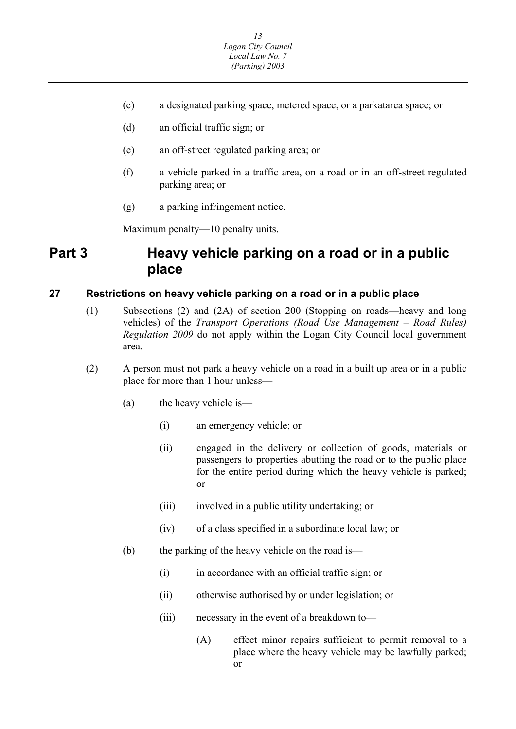(c) a designated parking space, metered space, or a parkatarea space; or

(d) an official traffic sign; or

(e) an off-street regulated parking area; or

(f) a vehicle parked in a traffic area, on a road or in an off-street regulated parking area; or

(g) a parking infringement notice.

Maximum penalty—10 penalty units.

# Part 3 Heavy vehicle parking on a road or in a public place

## 27 Restrictions on heavy vehicle parking on a road or in a public place

(1) Subsections (2) and (2A) of section 200 (Stopping on roads—heavy and long vehicles) of the *Transport Operations (Road Use Management – Road Rules) Regulation 2009* do not apply within the Logan City Council local government area.

(2) A person must not park a heavy vehicle on a road in a built up area or in a public place for more than 1 hour unless—

- (a) the heavy vehicle is—
  - (i) an emergency vehicle; or
  - (ii) engaged in the delivery or collection of goods, materials or passengers to properties abutting the road or to the public place for the entire period during which the heavy vehicle is parked; or
  - (iii) involved in a public utility undertaking; or
  - (iv) of a class specified in a subordinate local law; or
- (b) the parking of the heavy vehicle on the road is—
  - (i) in accordance with an official traffic sign; or
  - (ii) otherwise authorised by or under legislation; or
  - (iii) necessary in the event of a breakdown to—
    - (A) effect minor repairs sufficient to permit removal to a place where the heavy vehicle may be lawfully parked; or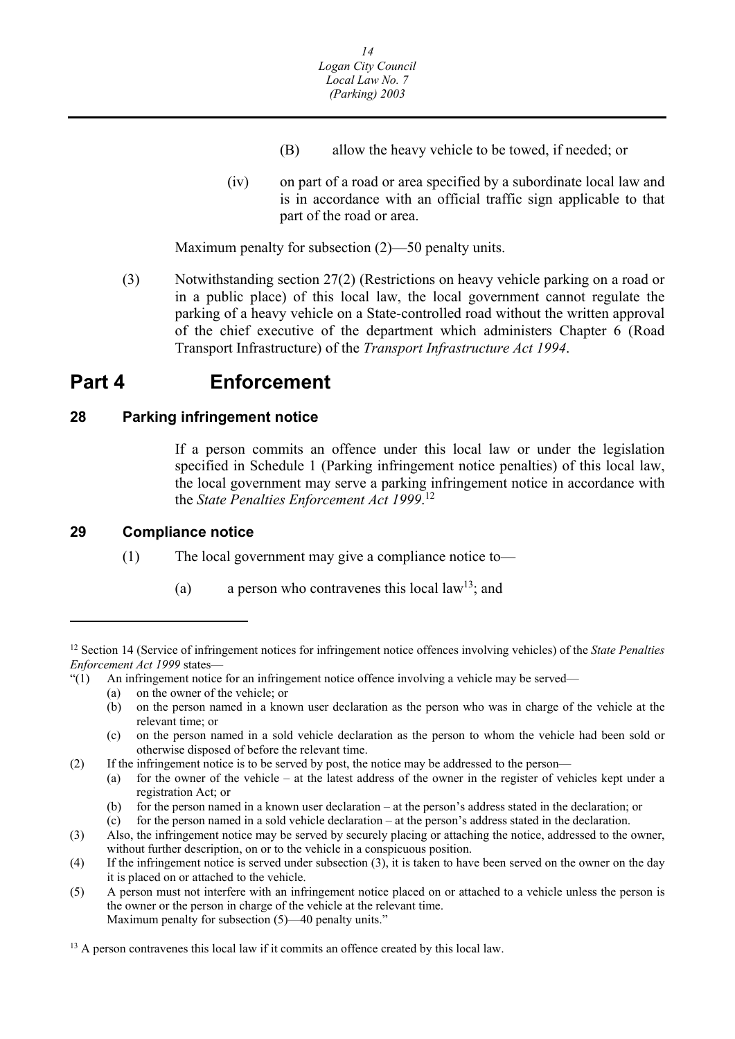(B) allow the heavy vehicle to be towed, if needed; or

(iv) on part of a road or area specified by a subordinate local law and is in accordance with an official traffic sign applicable to that part of the road or area.

Maximum penalty for subsection (2)—50 penalty units.

(3) Notwithstanding section 27(2) (Restrictions on heavy vehicle parking on a road or in a public place) of this local law, the local government cannot regulate the parking of a heavy vehicle on a State-controlled road without the written approval of the chief executive of the department which administers Chapter 6 (Road Transport Infrastructure) of the *Transport Infrastructure Act 1994*.

# Part 4 Enforcement

## 28 Parking infringement notice

If a person commits an offence under this local law or under the legislation specified in Schedule 1 (Parking infringement notice penalties) of this local law, the local government may serve a parking infringement notice in accordance with the *State Penalties Enforcement Act 1999*.[12]

## 29 Compliance notice

(1) The local government may give a compliance notice to—

(a) a person who contravenes this local law[13]; and

---

[12] Section 14 (Service of infringement notices for infringement notice offences involving vehicles) of the *State Penalties Enforcement Act 1999* states—

"(1) An infringement notice for an infringement notice offence involving a vehicle may be served—

(a) on the owner of the vehicle; or

(b) on the person named in a known user declaration as the person who was in charge of the vehicle at the relevant time; or

(c) on the person named in a sold vehicle declaration as the person to whom the vehicle had been sold or otherwise disposed of before the relevant time.

(2) If the infringement notice is to be served by post, the notice may be addressed to the person—

(a) for the owner of the vehicle – at the latest address of the owner in the register of vehicles kept under a registration Act; or

(b) for the person named in a known user declaration – at the person's address stated in the declaration; or

(c) for the person named in a sold vehicle declaration – at the person's address stated in the declaration.

(3) Also, the infringement notice may be served by securely placing or attaching the notice, addressed to the owner, without further description, on or to the vehicle in a conspicuous position.

(4) If the infringement notice is served under subsection (3), it is taken to have been served on the owner on the day it is placed on or attached to the vehicle.

(5) A person must not interfere with an infringement notice placed on or attached to a vehicle unless the person is the owner or the person in charge of the vehicle at the relevant time.

Maximum penalty for subsection (5)—40 penalty units."

[13] A person contravenes this local law if it commits an offence created by this local law.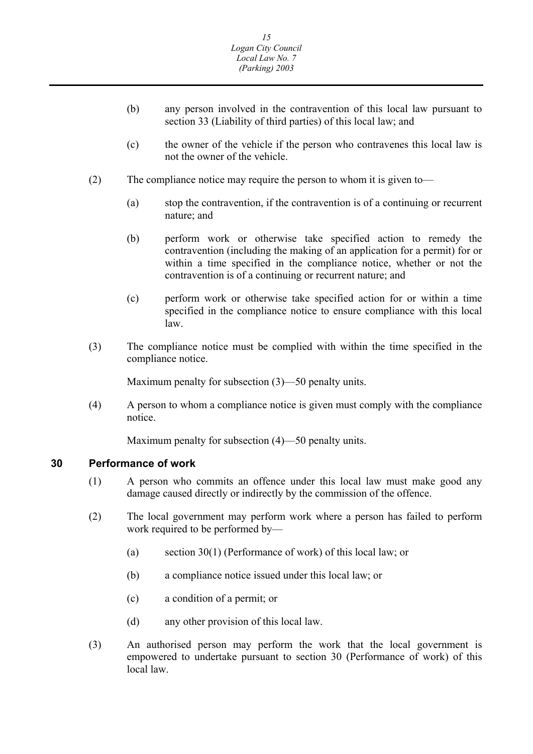(b) any person involved in the contravention of this local law pursuant to section 33 (Liability of third parties) of this local law; and

(c) the owner of the vehicle if the person who contravenes this local law is not the owner of the vehicle.

(2) The compliance notice may require the person to whom it is given to—

(a) stop the contravention, if the contravention is of a continuing or recurrent nature; and

(b) perform work or otherwise take specified action to remedy the contravention (including the making of an application for a permit) for or within a time specified in the compliance notice, whether or not the contravention is of a continuing or recurrent nature; and

(c) perform work or otherwise take specified action for or within a time specified in the compliance notice to ensure compliance with this local law.

(3) The compliance notice must be complied with within the time specified in the compliance notice.

Maximum penalty for subsection (3)—50 penalty units.

(4) A person to whom a compliance notice is given must comply with the compliance notice.

Maximum penalty for subsection (4)—50 penalty units.

## 30 Performance of work

(1) A person who commits an offence under this local law must make good any damage caused directly or indirectly by the commission of the offence.

(2) The local government may perform work where a person has failed to perform work required to be performed by—

(a) section 30(1) (Performance of work) of this local law; or

(b) a compliance notice issued under this local law; or

(c) a condition of a permit; or

(d) any other provision of this local law.

(3) An authorised person may perform the work that the local government is empowered to undertake pursuant to section 30 (Performance of work) of this local law.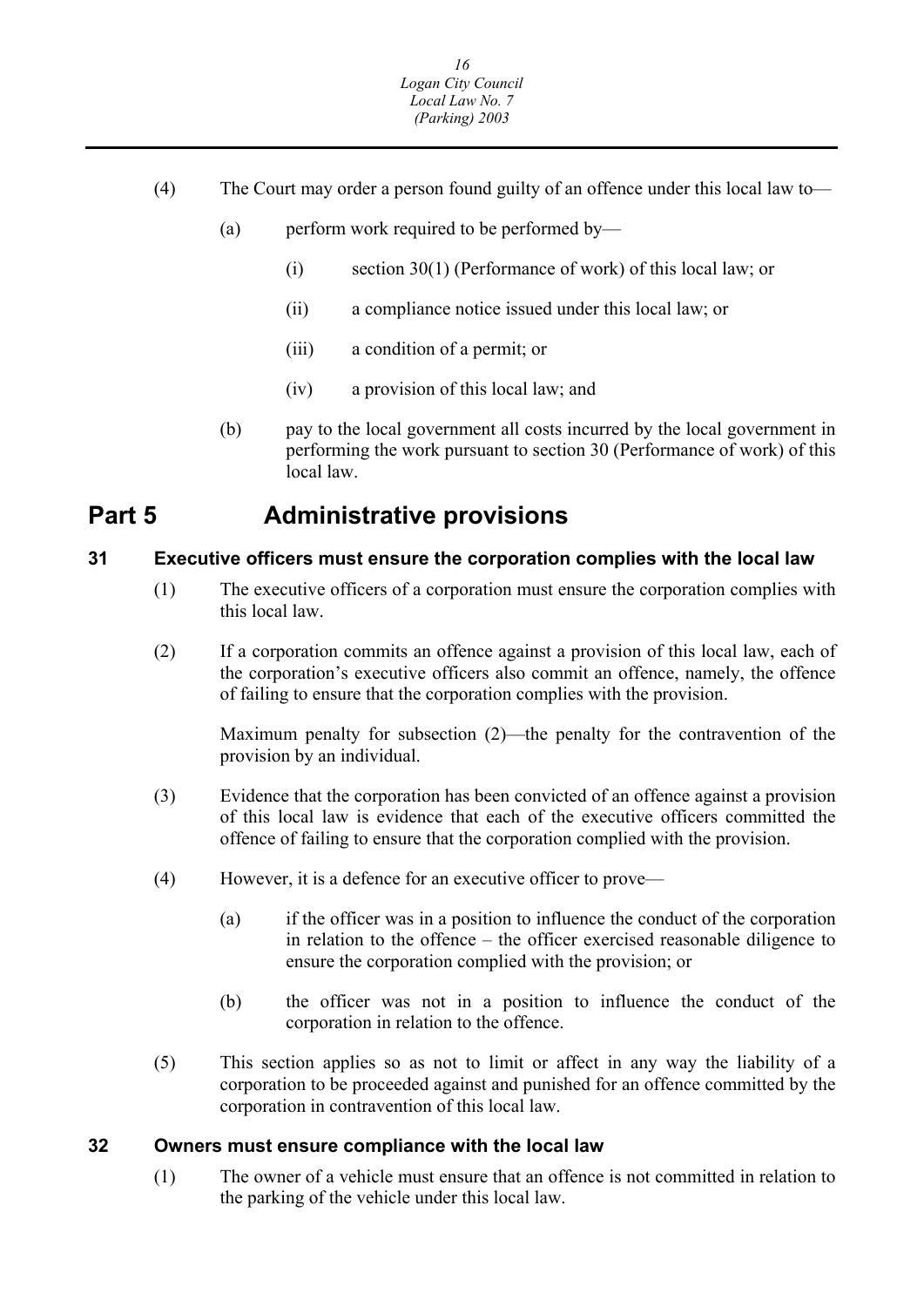(4) The Court may order a person found guilty of an offence under this local law to—

(a) perform work required to be performed by—

(i) section 30(1) (Performance of work) of this local law; or

(ii) a compliance notice issued under this local law; or

(iii) a condition of a permit; or

(iv) a provision of this local law; and

(b) pay to the local government all costs incurred by the local government in performing the work pursuant to section 30 (Performance of work) of this local law.

# Part 5 Administrative provisions

### 31 Executive officers must ensure the corporation complies with the local law

(1) The executive officers of a corporation must ensure the corporation complies with this local law.

(2) If a corporation commits an offence against a provision of this local law, each of the corporation's executive officers also commit an offence, namely, the offence of failing to ensure that the corporation complies with the provision.

Maximum penalty for subsection (2)—the penalty for the contravention of the provision by an individual.

(3) Evidence that the corporation has been convicted of an offence against a provision of this local law is evidence that each of the executive officers committed the offence of failing to ensure that the corporation complied with the provision.

(4) However, it is a defence for an executive officer to prove—

(a) if the officer was in a position to influence the conduct of the corporation in relation to the offence – the officer exercised reasonable diligence to ensure the corporation complied with the provision; or

(b) the officer was not in a position to influence the conduct of the corporation in relation to the offence.

(5) This section applies so as not to limit or affect in any way the liability of a corporation to be proceeded against and punished for an offence committed by the corporation in contravention of this local law.

### 32 Owners must ensure compliance with the local law

(1) The owner of a vehicle must ensure that an offence is not committed in relation to the parking of the vehicle under this local law.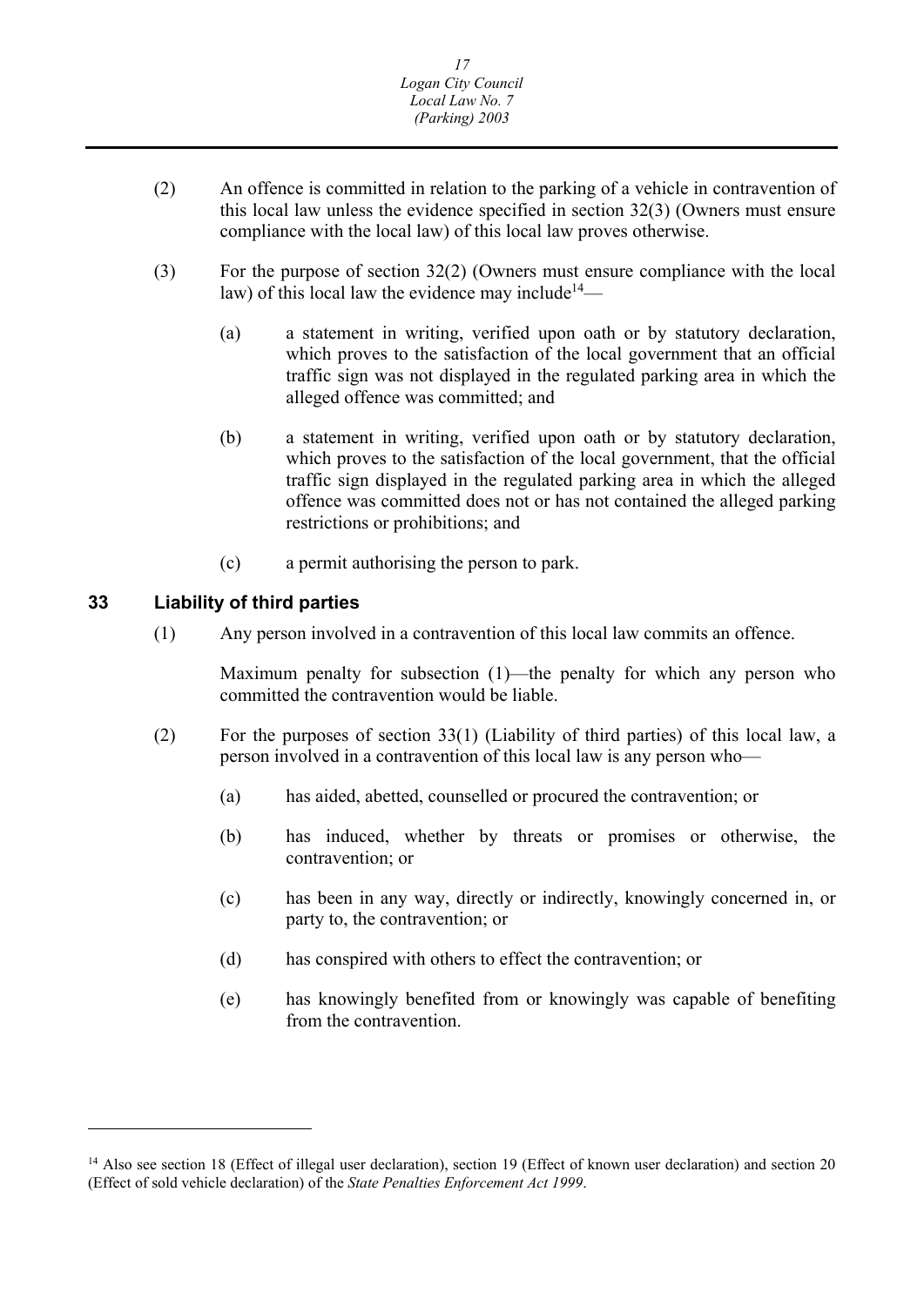(2) An offence is committed in relation to the parking of a vehicle in contravention of this local law unless the evidence specified in section 32(3) (Owners must ensure compliance with the local law) of this local law proves otherwise.

(3) For the purpose of section 32(2) (Owners must ensure compliance with the local law) of this local law the evidence may include[14]—

(a) a statement in writing, verified upon oath or by statutory declaration, which proves to the satisfaction of the local government that an official traffic sign was not displayed in the regulated parking area in which the alleged offence was committed; and

(b) a statement in writing, verified upon oath or by statutory declaration, which proves to the satisfaction of the local government, that the official traffic sign displayed in the regulated parking area in which the alleged offence was committed does not or has not contained the alleged parking restrictions or prohibitions; and

(c) a permit authorising the person to park.

## 33 Liability of third parties

(1) Any person involved in a contravention of this local law commits an offence.

Maximum penalty for subsection (1)—the penalty for which any person who committed the contravention would be liable.

(2) For the purposes of section 33(1) (Liability of third parties) of this local law, a person involved in a contravention of this local law is any person who—

(a) has aided, abetted, counselled or procured the contravention; or

(b) has induced, whether by threats or promises or otherwise, the contravention; or

(c) has been in any way, directly or indirectly, knowingly concerned in, or party to, the contravention; or

(d) has conspired with others to effect the contravention; or

(e) has knowingly benefited from or knowingly was capable of benefiting from the contravention.

---

[14] Also see section 18 (Effect of illegal user declaration), section 19 (Effect of known user declaration) and section 20 (Effect of sold vehicle declaration) of the *State Penalties Enforcement Act 1999*.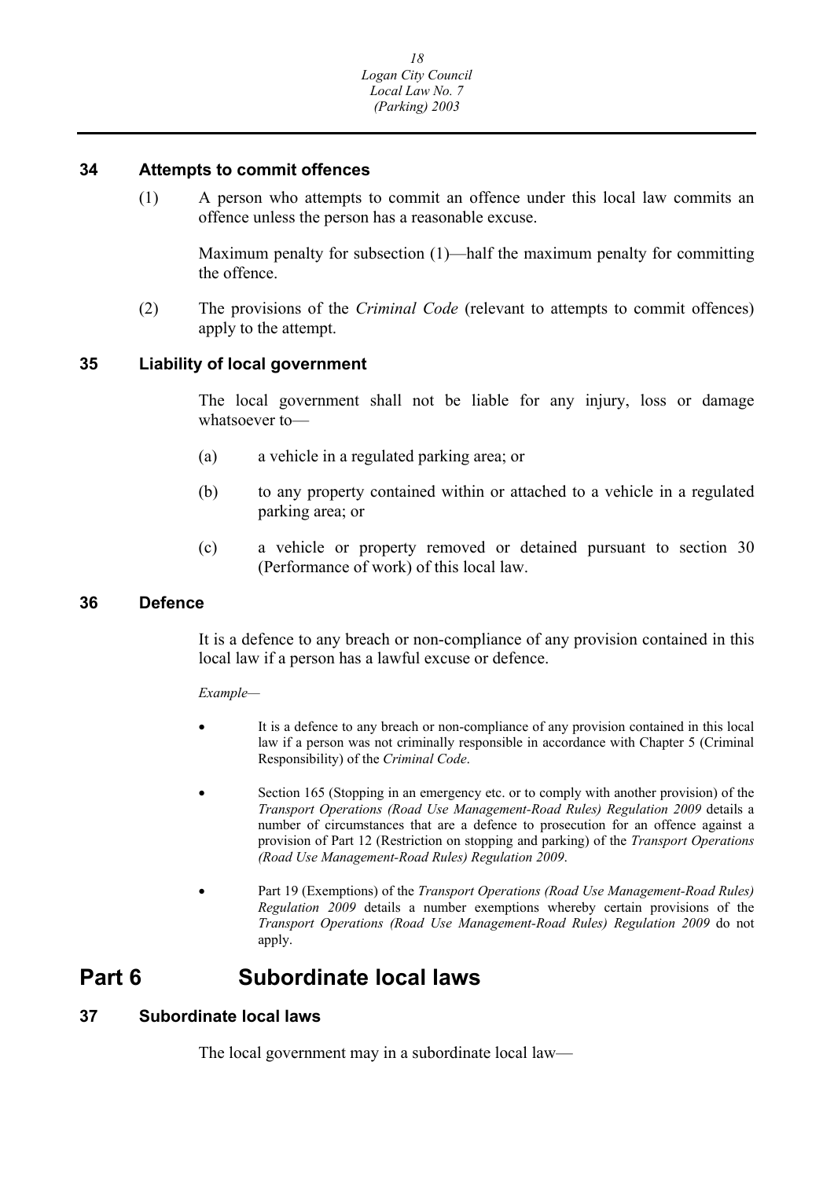### 34 Attempts to commit offences

(1) A person who attempts to commit an offence under this local law commits an offence unless the person has a reasonable excuse.

Maximum penalty for subsection (1)—half the maximum penalty for committing the offence.

(2) The provisions of the *Criminal Code* (relevant to attempts to commit offences) apply to the attempt.

### 35 Liability of local government

The local government shall not be liable for any injury, loss or damage whatsoever to—

(a) a vehicle in a regulated parking area; or

(b) to any property contained within or attached to a vehicle in a regulated parking area; or

(c) a vehicle or property removed or detained pursuant to section 30 (Performance of work) of this local law.

### 36 Defence

It is a defence to any breach or non-compliance of any provision contained in this local law if a person has a lawful excuse or defence.

*Example—*

- It is a defence to any breach or non-compliance of any provision contained in this local law if a person was not criminally responsible in accordance with Chapter 5 (Criminal Responsibility) of the *Criminal Code*.
- Section 165 (Stopping in an emergency etc. or to comply with another provision) of the *Transport Operations (Road Use Management-Road Rules) Regulation 2009* details a number of circumstances that are a defence to prosecution for an offence against a provision of Part 12 (Restriction on stopping and parking) of the *Transport Operations (Road Use Management-Road Rules) Regulation 2009*.
- Part 19 (Exemptions) of the *Transport Operations (Road Use Management-Road Rules) Regulation 2009* details a number exemptions whereby certain provisions of the *Transport Operations (Road Use Management-Road Rules) Regulation 2009* do not apply.

## Part 6 Subordinate local laws

### 37 Subordinate local laws

The local government may in a subordinate local law—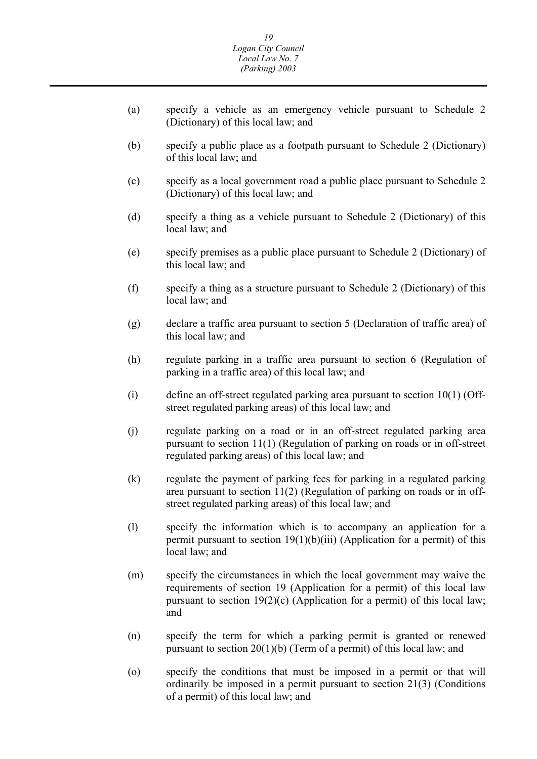(a) specify a vehicle as an emergency vehicle pursuant to Schedule 2 (Dictionary) of this local law; and

(b) specify a public place as a footpath pursuant to Schedule 2 (Dictionary) of this local law; and

(c) specify as a local government road a public place pursuant to Schedule 2 (Dictionary) of this local law; and

(d) specify a thing as a vehicle pursuant to Schedule 2 (Dictionary) of this local law; and

(e) specify premises as a public place pursuant to Schedule 2 (Dictionary) of this local law; and

(f) specify a thing as a structure pursuant to Schedule 2 (Dictionary) of this local law; and

(g) declare a traffic area pursuant to section 5 (Declaration of traffic area) of this local law; and

(h) regulate parking in a traffic area pursuant to section 6 (Regulation of parking in a traffic area) of this local law; and

(i) define an off-street regulated parking area pursuant to section 10(1) (Off-street regulated parking areas) of this local law; and

(j) regulate parking on a road or in an off-street regulated parking area pursuant to section 11(1) (Regulation of parking on roads or in off-street regulated parking areas) of this local law; and

(k) regulate the payment of parking fees for parking in a regulated parking area pursuant to section 11(2) (Regulation of parking on roads or in off-street regulated parking areas) of this local law; and

(l) specify the information which is to accompany an application for a permit pursuant to section 19(1)(b)(iii) (Application for a permit) of this local law; and

(m) specify the circumstances in which the local government may waive the requirements of section 19 (Application for a permit) of this local law pursuant to section 19(2)(c) (Application for a permit) of this local law; and

(n) specify the term for which a parking permit is granted or renewed pursuant to section 20(1)(b) (Term of a permit) of this local law; and

(o) specify the conditions that must be imposed in a permit or that will ordinarily be imposed in a permit pursuant to section 21(3) (Conditions of a permit) of this local law; and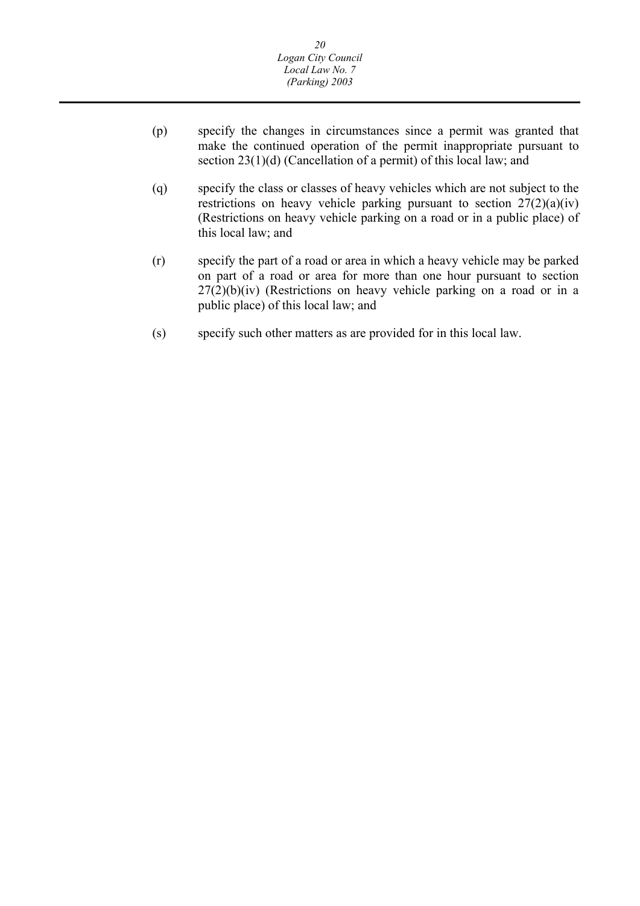(p) specify the changes in circumstances since a permit was granted that make the continued operation of the permit inappropriate pursuant to section 23(1)(d) (Cancellation of a permit) of this local law; and

(q) specify the class or classes of heavy vehicles which are not subject to the restrictions on heavy vehicle parking pursuant to section 27(2)(a)(iv) (Restrictions on heavy vehicle parking on a road or in a public place) of this local law; and

(r) specify the part of a road or area in which a heavy vehicle may be parked on part of a road or area for more than one hour pursuant to section 27(2)(b)(iv) (Restrictions on heavy vehicle parking on a road or in a public place) of this local law; and

(s) specify such other matters as are provided for in this local law.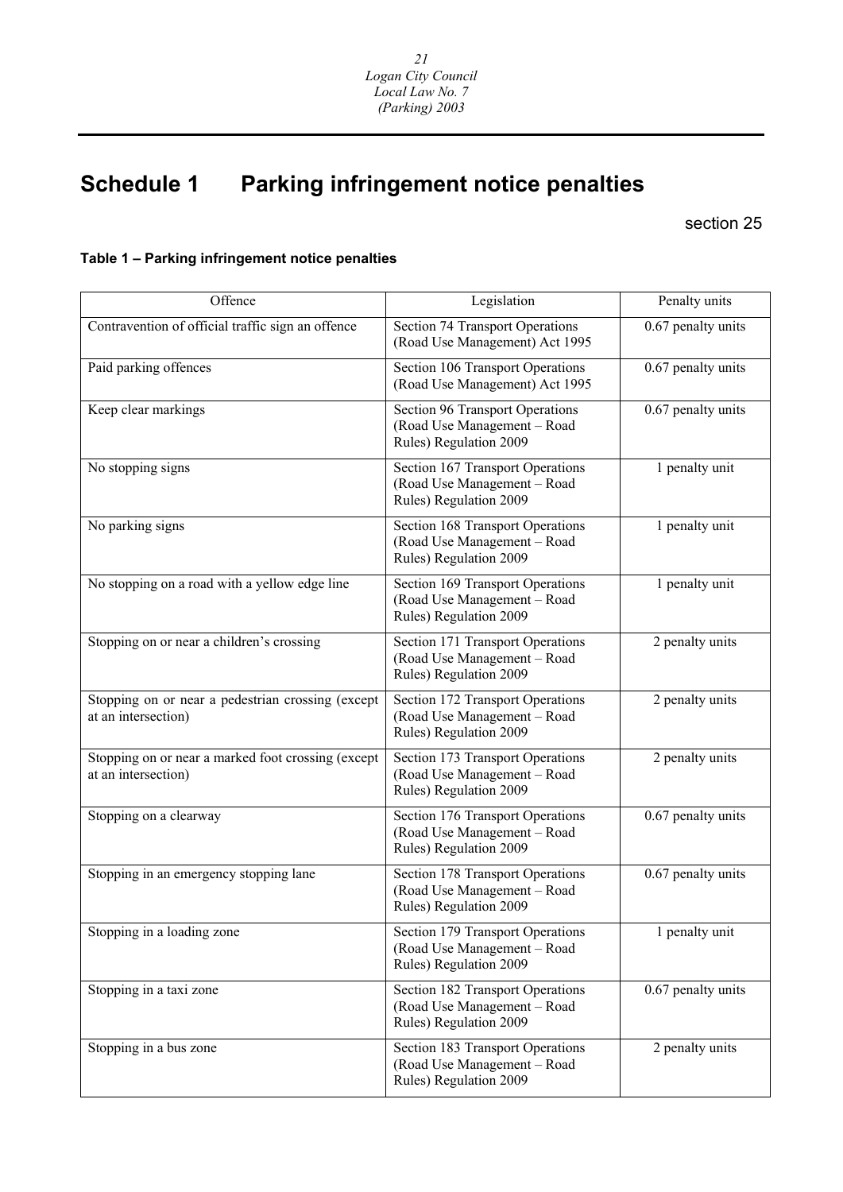# Schedule 1 Parking infringement notice penalties

section 25

**Table 1 – Parking infringement notice penalties**

| Offence | Legislation | Penalty units |
|---|---|---|
| Contravention of official traffic sign an offence | Section 74 Transport Operations (Road Use Management) Act 1995 | 0.67 penalty units |
| Paid parking offences | Section 106 Transport Operations (Road Use Management) Act 1995 | 0.67 penalty units |
| Keep clear markings | Section 96 Transport Operations (Road Use Management – Road Rules) Regulation 2009 | 0.67 penalty units |
| No stopping signs | Section 167 Transport Operations (Road Use Management – Road Rules) Regulation 2009 | 1 penalty unit |
| No parking signs | Section 168 Transport Operations (Road Use Management – Road Rules) Regulation 2009 | 1 penalty unit |
| No stopping on a road with a yellow edge line | Section 169 Transport Operations (Road Use Management – Road Rules) Regulation 2009 | 1 penalty unit |
| Stopping on or near a children's crossing | Section 171 Transport Operations (Road Use Management – Road Rules) Regulation 2009 | 2 penalty units |
| Stopping on or near a pedestrian crossing (except at an intersection) | Section 172 Transport Operations (Road Use Management – Road Rules) Regulation 2009 | 2 penalty units |
| Stopping on or near a marked foot crossing (except at an intersection) | Section 173 Transport Operations (Road Use Management – Road Rules) Regulation 2009 | 2 penalty units |
| Stopping on a clearway | Section 176 Transport Operations (Road Use Management – Road Rules) Regulation 2009 | 0.67 penalty units |
| Stopping in an emergency stopping lane | Section 178 Transport Operations (Road Use Management – Road Rules) Regulation 2009 | 0.67 penalty units |
| Stopping in a loading zone | Section 179 Transport Operations (Road Use Management – Road Rules) Regulation 2009 | 1 penalty unit |
| Stopping in a taxi zone | Section 182 Transport Operations (Road Use Management – Road Rules) Regulation 2009 | 0.67 penalty units |
| Stopping in a bus zone | Section 183 Transport Operations (Road Use Management – Road Rules) Regulation 2009 | 2 penalty units |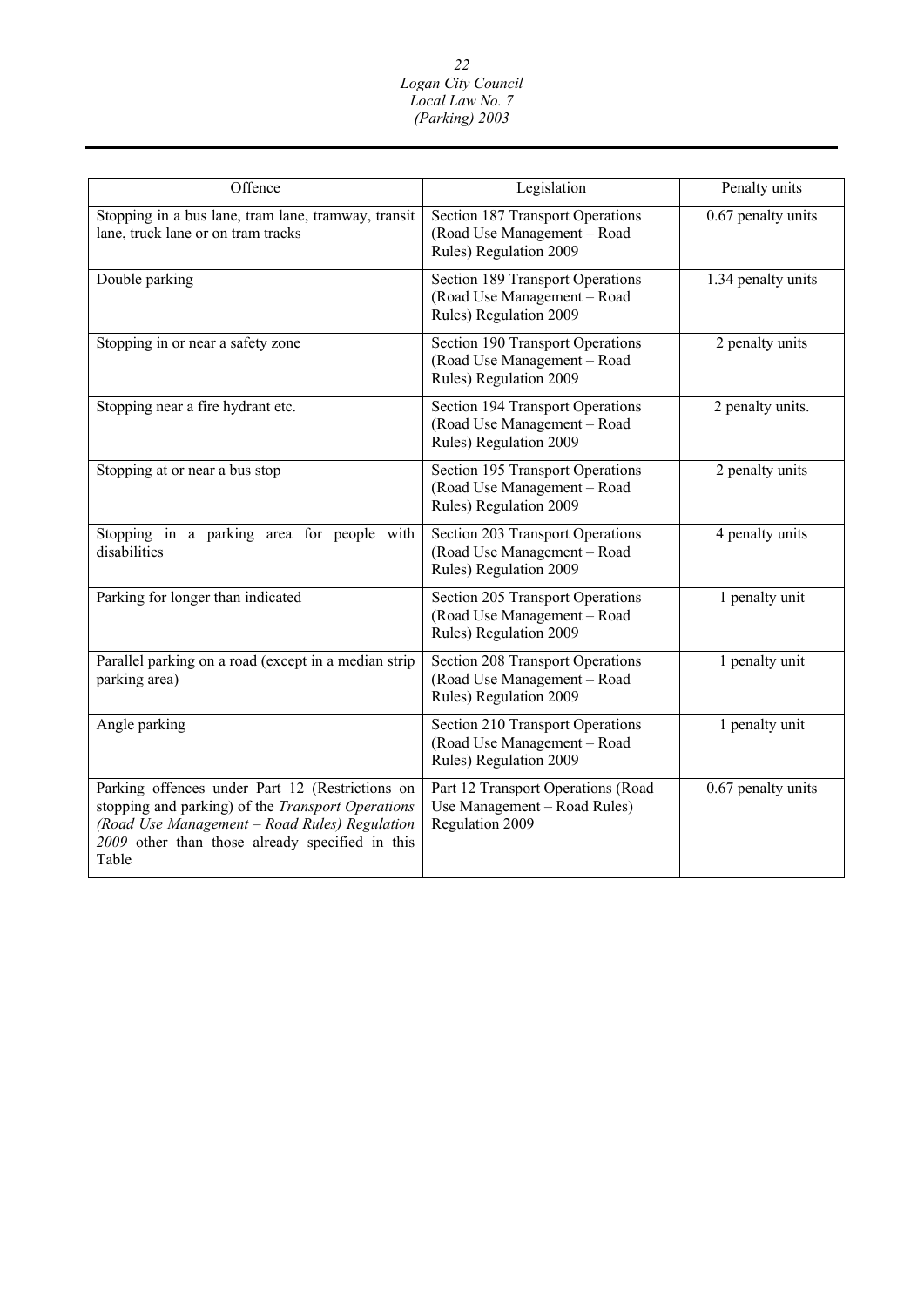| Offence | Legislation | Penalty units |
|---|---|---|
| Stopping in a bus lane, tram lane, tramway, transit lane, truck lane or on tram tracks | Section 187 Transport Operations (Road Use Management – Road Rules) Regulation 2009 | 0.67 penalty units |
| Double parking | Section 189 Transport Operations (Road Use Management – Road Rules) Regulation 2009 | 1.34 penalty units |
| Stopping in or near a safety zone | Section 190 Transport Operations (Road Use Management – Road Rules) Regulation 2009 | 2 penalty units |
| Stopping near a fire hydrant etc. | Section 194 Transport Operations (Road Use Management – Road Rules) Regulation 2009 | 2 penalty units. |
| Stopping at or near a bus stop | Section 195 Transport Operations (Road Use Management – Road Rules) Regulation 2009 | 2 penalty units |
| Stopping in a parking area for people with disabilities | Section 203 Transport Operations (Road Use Management – Road Rules) Regulation 2009 | 4 penalty units |
| Parking for longer than indicated | Section 205 Transport Operations (Road Use Management – Road Rules) Regulation 2009 | 1 penalty unit |
| Parallel parking on a road (except in a median strip parking area) | Section 208 Transport Operations (Road Use Management – Road Rules) Regulation 2009 | 1 penalty unit |
| Angle parking | Section 210 Transport Operations (Road Use Management – Road Rules) Regulation 2009 | 1 penalty unit |
| Parking offences under Part 12 (Restrictions on stopping and parking) of the *Transport Operations (Road Use Management – Road Rules) Regulation 2009* other than those already specified in this Table | Part 12 Transport Operations (Road Use Management – Road Rules) Regulation 2009 | 0.67 penalty units |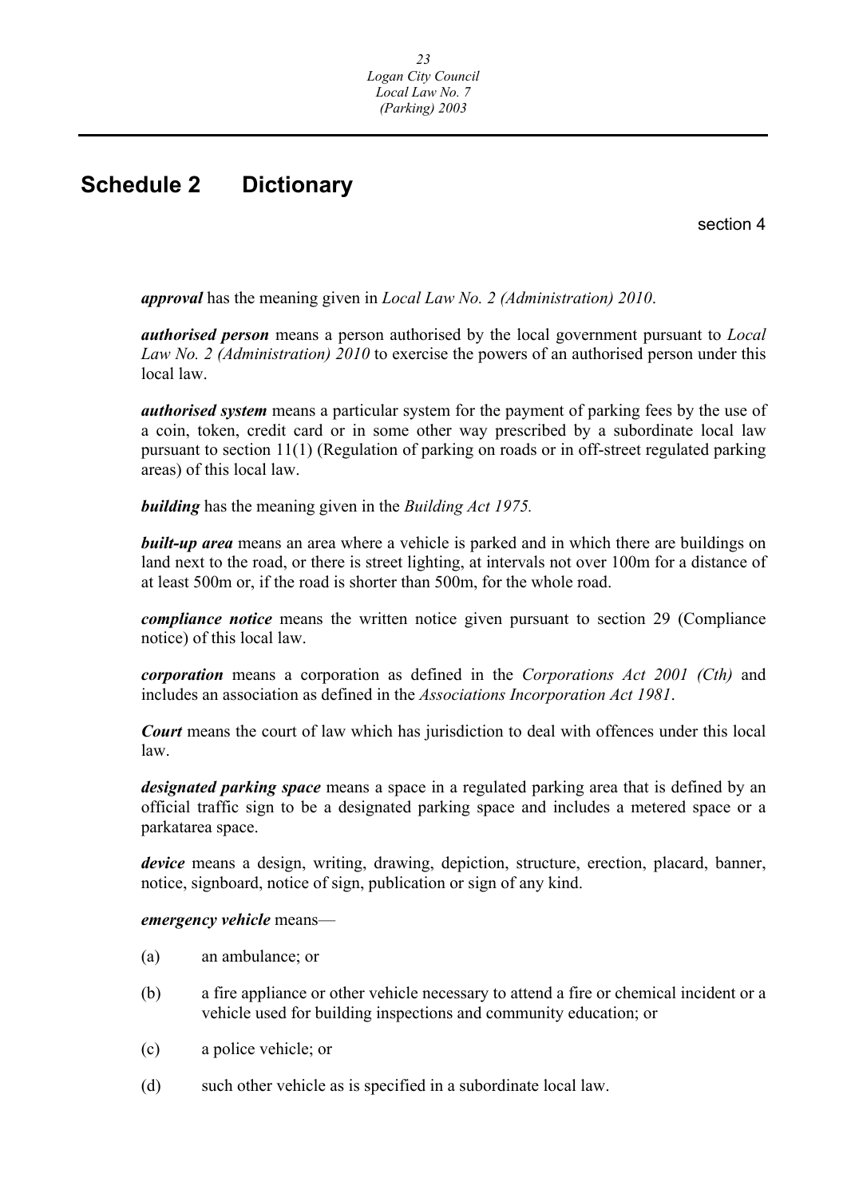# Schedule 2 Dictionary

section 4

***approval*** has the meaning given in *Local Law No. 2 (Administration) 2010*.

***authorised person*** means a person authorised by the local government pursuant to *Local Law No. 2 (Administration) 2010* to exercise the powers of an authorised person under this local law.

***authorised system*** means a particular system for the payment of parking fees by the use of a coin, token, credit card or in some other way prescribed by a subordinate local law pursuant to section 11(1) (Regulation of parking on roads or in off-street regulated parking areas) of this local law.

***building*** has the meaning given in the *Building Act 1975.*

***built-up area*** means an area where a vehicle is parked and in which there are buildings on land next to the road, or there is street lighting, at intervals not over 100m for a distance of at least 500m or, if the road is shorter than 500m, for the whole road.

***compliance notice*** means the written notice given pursuant to section 29 (Compliance notice) of this local law.

***corporation*** means a corporation as defined in the *Corporations Act 2001 (Cth)* and includes an association as defined in the *Associations Incorporation Act 1981*.

***Court*** means the court of law which has jurisdiction to deal with offences under this local law.

***designated parking space*** means a space in a regulated parking area that is defined by an official traffic sign to be a designated parking space and includes a metered space or a parkatarea space.

***device*** means a design, writing, drawing, depiction, structure, erection, placard, banner, notice, signboard, notice of sign, publication or sign of any kind.

***emergency vehicle*** means—

(a) an ambulance; or

(b) a fire appliance or other vehicle necessary to attend a fire or chemical incident or a vehicle used for building inspections and community education; or

(c) a police vehicle; or

(d) such other vehicle as is specified in a subordinate local law.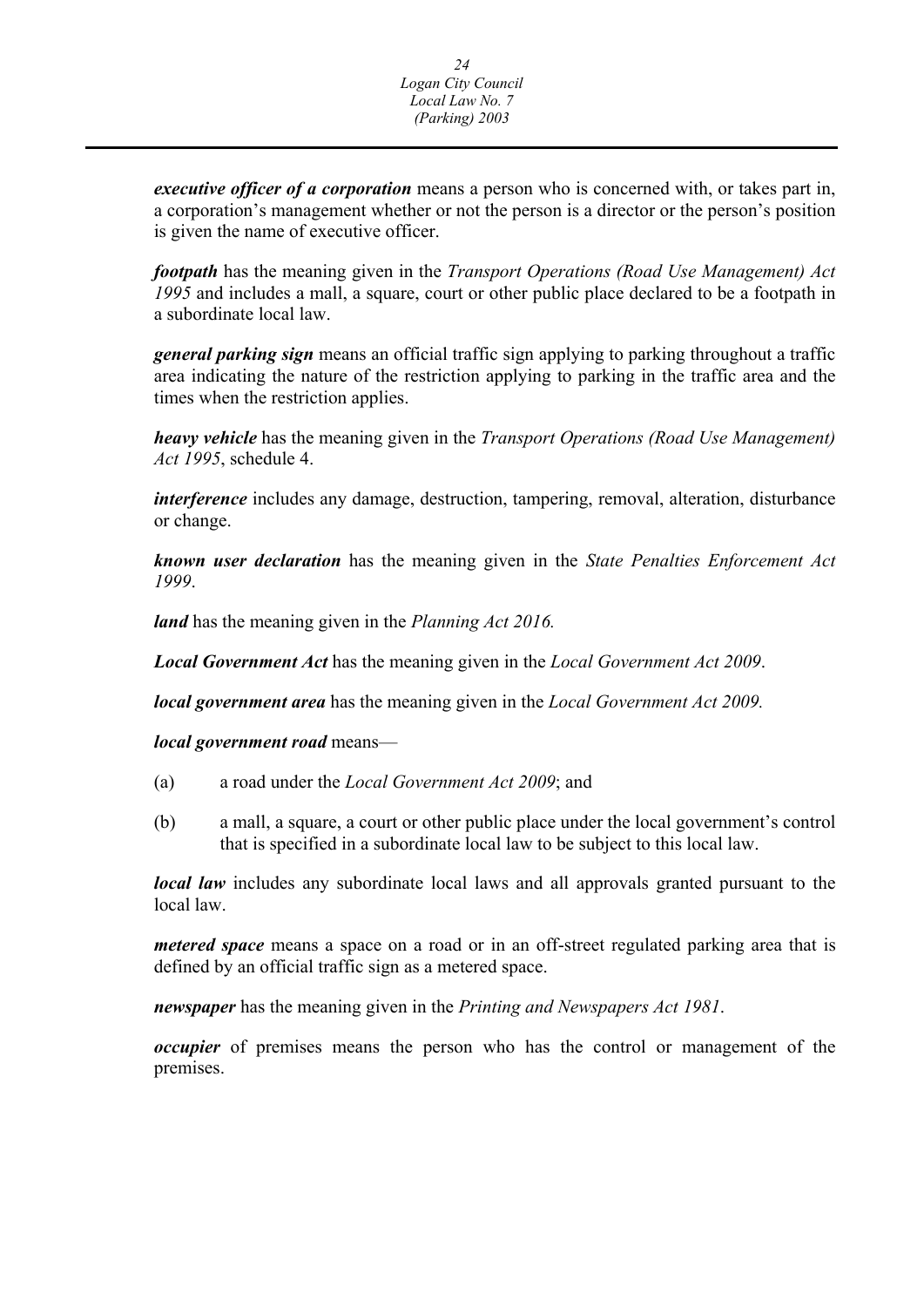***executive officer of a corporation*** means a person who is concerned with, or takes part in, a corporation's management whether or not the person is a director or the person's position is given the name of executive officer.

***footpath*** has the meaning given in the *Transport Operations (Road Use Management) Act 1995* and includes a mall, a square, court or other public place declared to be a footpath in a subordinate local law.

***general parking sign*** means an official traffic sign applying to parking throughout a traffic area indicating the nature of the restriction applying to parking in the traffic area and the times when the restriction applies.

***heavy vehicle*** has the meaning given in the *Transport Operations (Road Use Management) Act 1995*, schedule 4.

***interference*** includes any damage, destruction, tampering, removal, alteration, disturbance or change.

***known user declaration*** has the meaning given in the *State Penalties Enforcement Act 1999*.

***land*** has the meaning given in the *Planning Act 2016.*

***Local Government Act*** has the meaning given in the *Local Government Act 2009*.

***local government area*** has the meaning given in the *Local Government Act 2009.*

***local government road*** means—

(a) a road under the *Local Government Act 2009*; and

(b) a mall, a square, a court or other public place under the local government's control that is specified in a subordinate local law to be subject to this local law.

***local law*** includes any subordinate local laws and all approvals granted pursuant to the local law.

***metered space*** means a space on a road or in an off-street regulated parking area that is defined by an official traffic sign as a metered space.

***newspaper*** has the meaning given in the *Printing and Newspapers Act 1981*.

***occupier*** of premises means the person who has the control or management of the premises.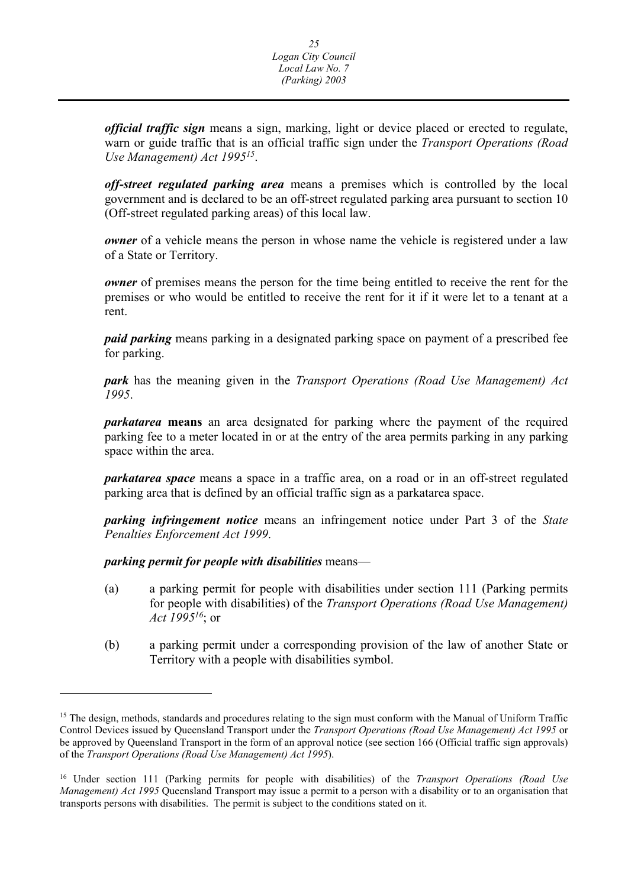***official traffic sign*** means a sign, marking, light or device placed or erected to regulate, warn or guide traffic that is an official traffic sign under the *Transport Operations (Road Use Management) Act 1995*[15].

***off-street regulated parking area*** means a premises which is controlled by the local government and is declared to be an off-street regulated parking area pursuant to section 10 (Off-street regulated parking areas) of this local law.

***owner*** of a vehicle means the person in whose name the vehicle is registered under a law of a State or Territory.

***owner*** of premises means the person for the time being entitled to receive the rent for the premises or who would be entitled to receive the rent for it if it were let to a tenant at a rent.

***paid parking*** means parking in a designated parking space on payment of a prescribed fee for parking.

***park*** has the meaning given in the *Transport Operations (Road Use Management) Act 1995*.

***parkatarea*** **means** an area designated for parking where the payment of the required parking fee to a meter located in or at the entry of the area permits parking in any parking space within the area.

***parkatarea space*** means a space in a traffic area, on a road or in an off-street regulated parking area that is defined by an official traffic sign as a parkatarea space.

***parking infringement notice*** means an infringement notice under Part 3 of the *State Penalties Enforcement Act 1999*.

***parking permit for people with disabilities*** means—

(a) a parking permit for people with disabilities under section 111 (Parking permits for people with disabilities) of the *Transport Operations (Road Use Management) Act 1995*[16]; or

(b) a parking permit under a corresponding provision of the law of another State or Territory with a people with disabilities symbol.

---

[15] The design, methods, standards and procedures relating to the sign must conform with the Manual of Uniform Traffic Control Devices issued by Queensland Transport under the *Transport Operations (Road Use Management) Act 1995* or be approved by Queensland Transport in the form of an approval notice (see section 166 (Official traffic sign approvals) of the *Transport Operations (Road Use Management) Act 1995*).

[16] Under section 111 (Parking permits for people with disabilities) of the *Transport Operations (Road Use Management) Act 1995* Queensland Transport may issue a permit to a person with a disability or to an organisation that transports persons with disabilities. The permit is subject to the conditions stated on it.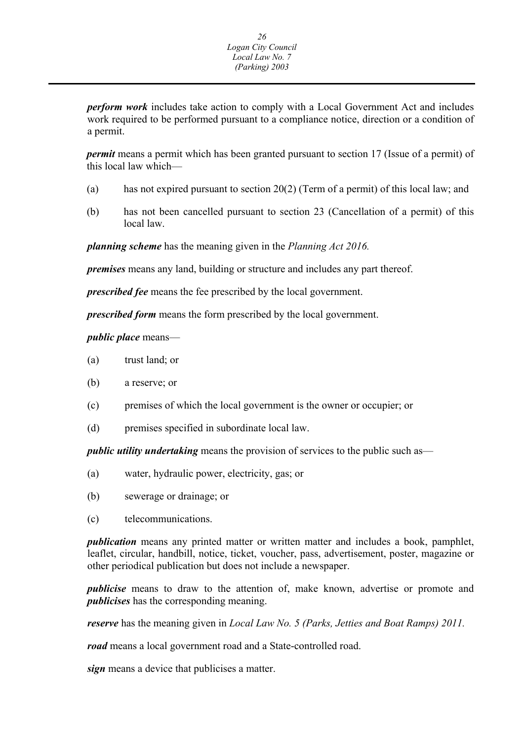***perform work*** includes take action to comply with a Local Government Act and includes work required to be performed pursuant to a compliance notice, direction or a condition of a permit.

***permit*** means a permit which has been granted pursuant to section 17 (Issue of a permit) of this local law which—

(a) has not expired pursuant to section 20(2) (Term of a permit) of this local law; and

(b) has not been cancelled pursuant to section 23 (Cancellation of a permit) of this local law.

***planning scheme*** has the meaning given in the *Planning Act 2016.*

***premises*** means any land, building or structure and includes any part thereof.

***prescribed fee*** means the fee prescribed by the local government.

***prescribed form*** means the form prescribed by the local government.

***public place*** means—

(a) trust land; or

(b) a reserve; or

(c) premises of which the local government is the owner or occupier; or

(d) premises specified in subordinate local law.

***public utility undertaking*** means the provision of services to the public such as—

(a) water, hydraulic power, electricity, gas; or

(b) sewerage or drainage; or

(c) telecommunications.

***publication*** means any printed matter or written matter and includes a book, pamphlet, leaflet, circular, handbill, notice, ticket, voucher, pass, advertisement, poster, magazine or other periodical publication but does not include a newspaper.

***publicise*** means to draw to the attention of, make known, advertise or promote and ***publicises*** has the corresponding meaning.

***reserve*** has the meaning given in *Local Law No. 5 (Parks, Jetties and Boat Ramps) 2011.*

***road*** means a local government road and a State-controlled road.

***sign*** means a device that publicises a matter.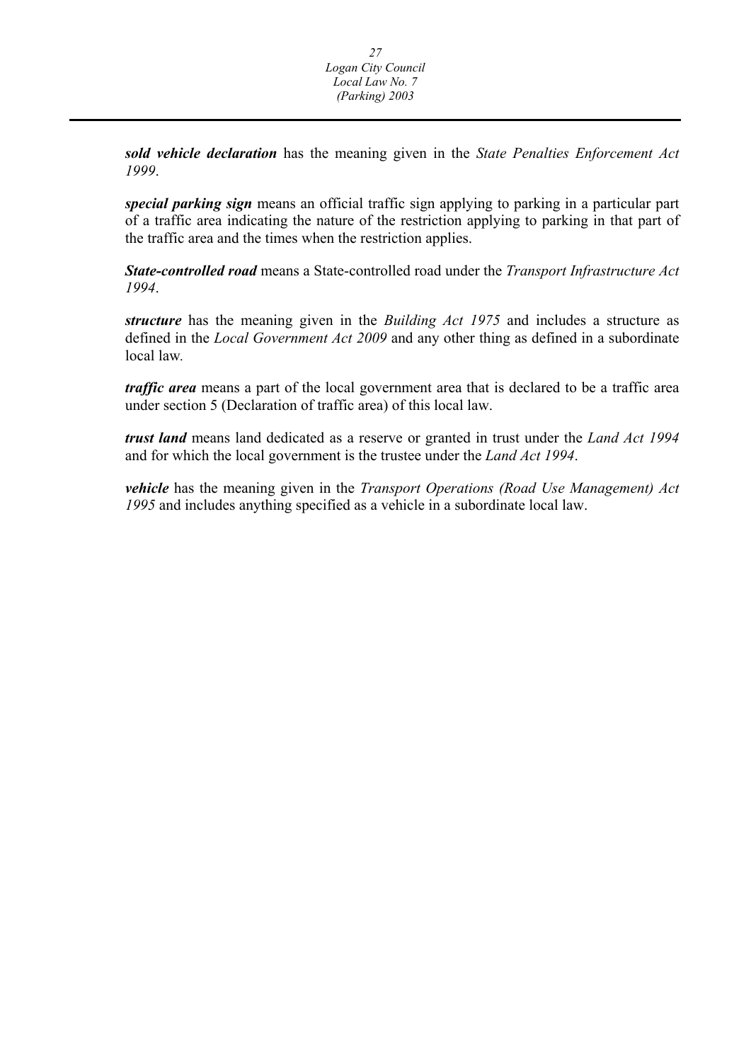***sold vehicle declaration*** has the meaning given in the *State Penalties Enforcement Act 1999*.

***special parking sign*** means an official traffic sign applying to parking in a particular part of a traffic area indicating the nature of the restriction applying to parking in that part of the traffic area and the times when the restriction applies.

***State-controlled road*** means a State-controlled road under the *Transport Infrastructure Act 1994*.

***structure*** has the meaning given in the *Building Act 1975* and includes a structure as defined in the *Local Government Act 2009* and any other thing as defined in a subordinate local law.

***traffic area*** means a part of the local government area that is declared to be a traffic area under section 5 (Declaration of traffic area) of this local law.

***trust land*** means land dedicated as a reserve or granted in trust under the *Land Act 1994* and for which the local government is the trustee under the *Land Act 1994*.

***vehicle*** has the meaning given in the *Transport Operations (Road Use Management) Act 1995* and includes anything specified as a vehicle in a subordinate local law.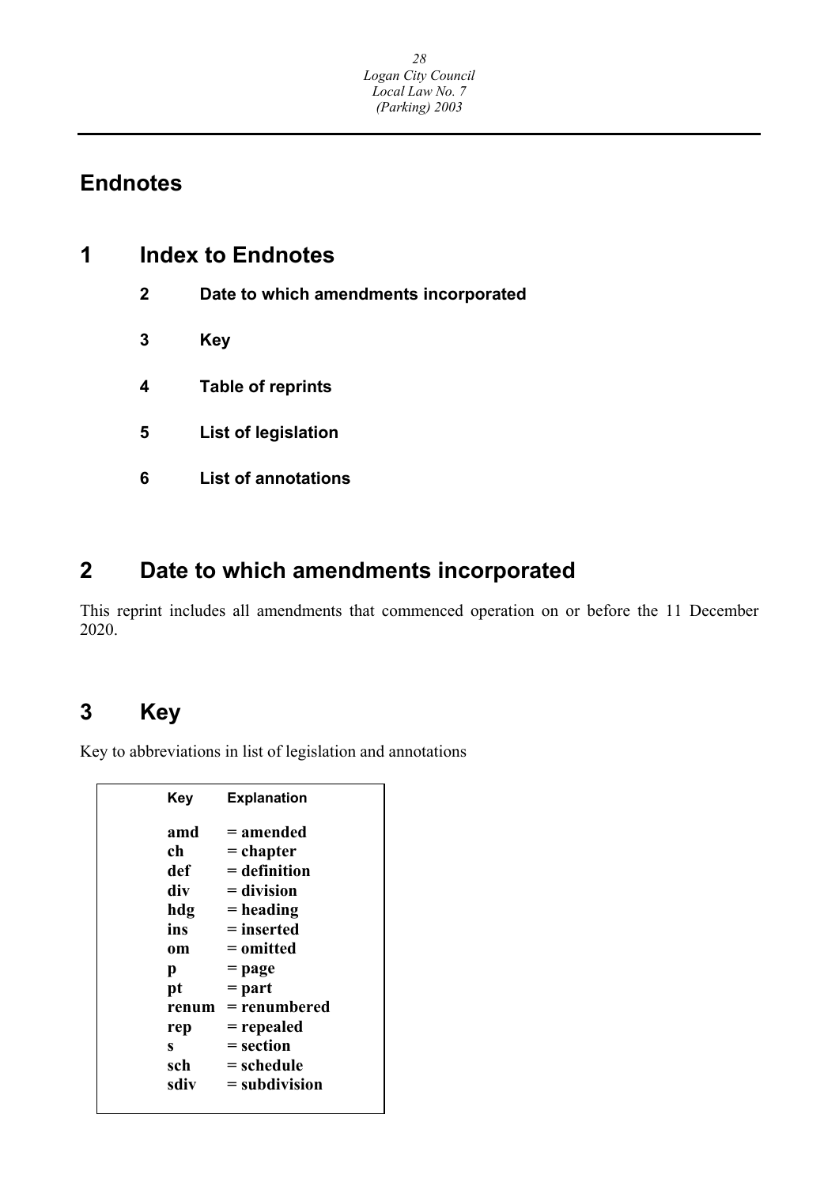# Endnotes

## 1 Index to Endnotes

**2** **Date to which amendments incorporated**

**3** **Key**

**4** **Table of reprints**

**5** **List of legislation**

**6** **List of annotations**

## 2 Date to which amendments incorporated

This reprint includes all amendments that commenced operation on or before the 11 December 2020.

## 3 Key

Key to abbreviations in list of legislation and annotations

| Key | Explanation |
|---|---|
| **amd** | **= amended** |
| **ch** | **= chapter** |
| **def** | **= definition** |
| **div** | **= division** |
| **hdg** | **= heading** |
| **ins** | **= inserted** |
| **om** | **= omitted** |
| **p** | **= page** |
| **pt** | **= part** |
| **renum** | **= renumbered** |
| **rep** | **= repealed** |
| **s** | **= section** |
| **sch** | **= schedule** |
| **sdiv** | **= subdivision** |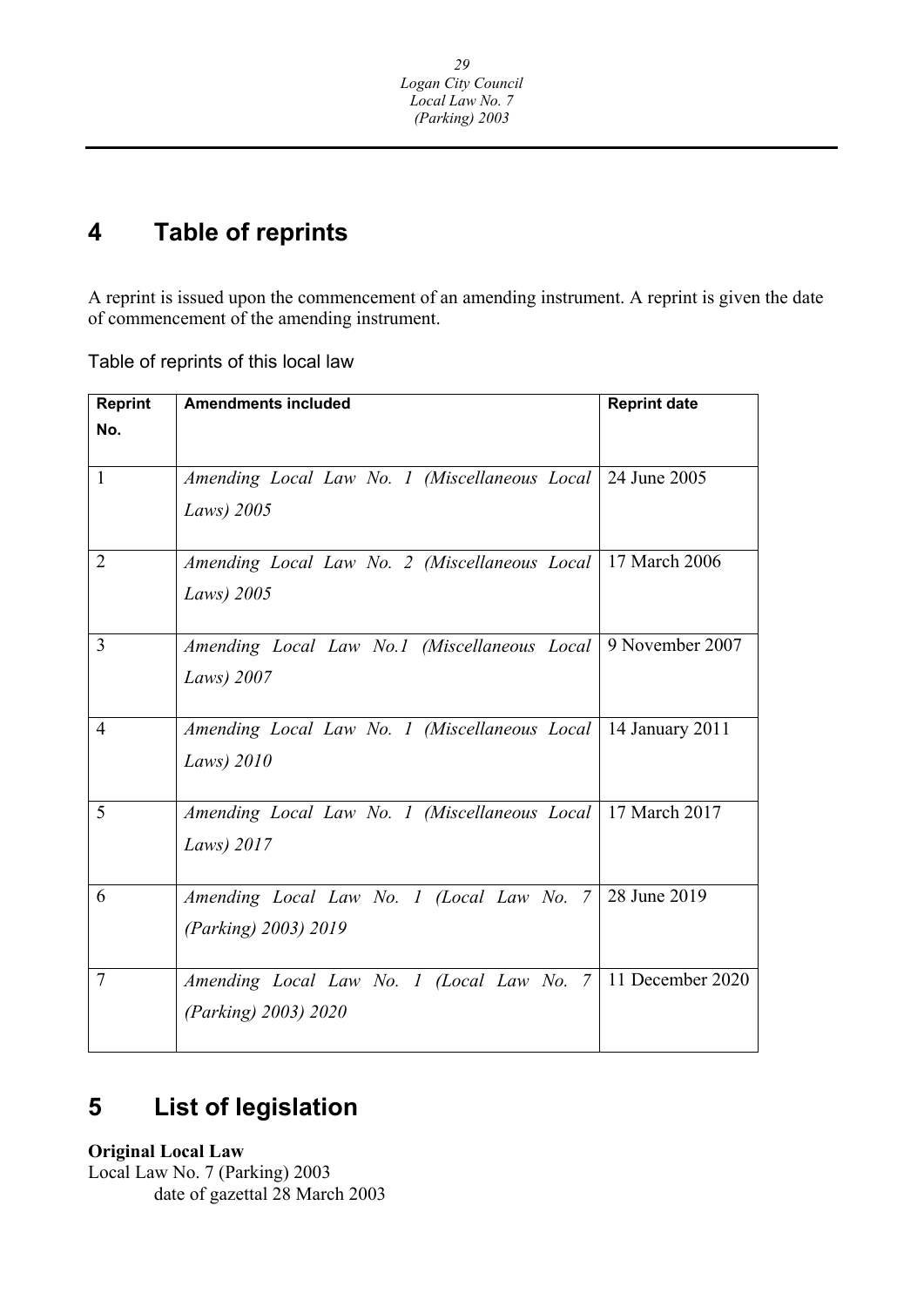## 4 Table of reprints

A reprint is issued upon the commencement of an amending instrument. A reprint is given the date of commencement of the amending instrument.

Table of reprints of this local law

| Reprint No. | Amendments included | Reprint date |
|---|---|---|
| 1 | *Amending Local Law No. 1 (Miscellaneous Local Laws) 2005* | 24 June 2005 |
| 2 | *Amending Local Law No. 2 (Miscellaneous Local Laws) 2005* | 17 March 2006 |
| 3 | *Amending Local Law No.1 (Miscellaneous Local Laws) 2007* | 9 November 2007 |
| 4 | *Amending Local Law No. 1 (Miscellaneous Local Laws) 2010* | 14 January 2011 |
| 5 | *Amending Local Law No. 1 (Miscellaneous Local Laws) 2017* | 17 March 2017 |
| 6 | *Amending Local Law No. 1 (Local Law No. 7 (Parking) 2003) 2019* | 28 June 2019 |
| 7 | *Amending Local Law No. 1 (Local Law No. 7 (Parking) 2003) 2020* | 11 December 2020 |

## 5 List of legislation

**Original Local Law**
Local Law No. 7 (Parking) 2003
date of gazettal 28 March 2003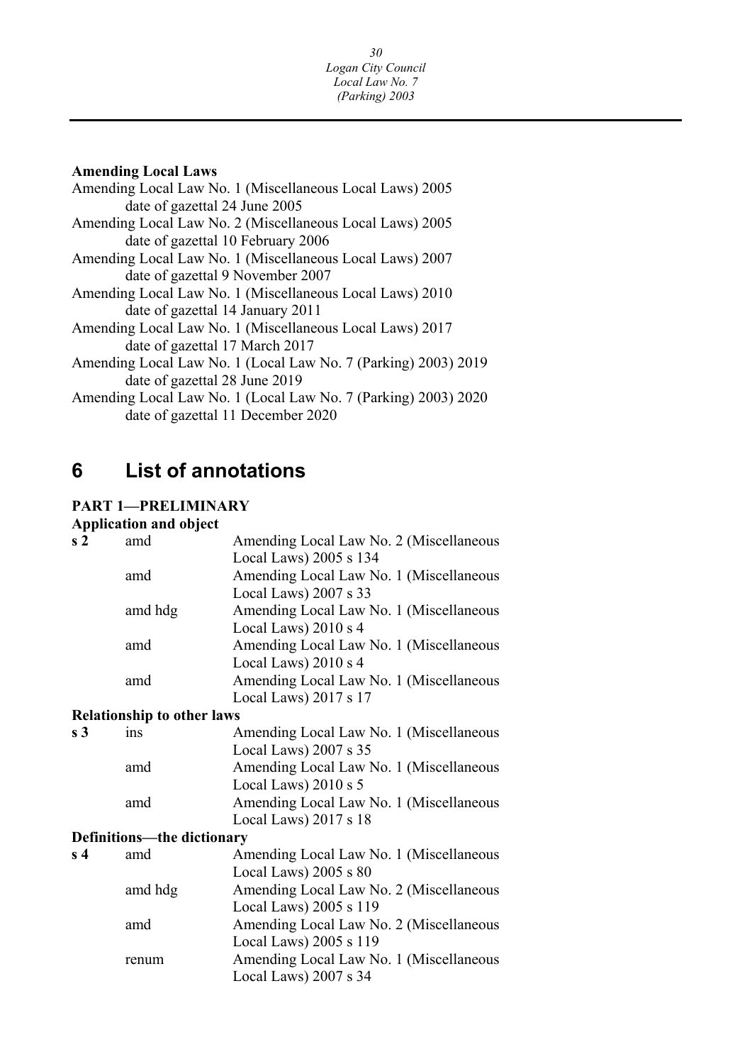**Amending Local Laws**

Amending Local Law No. 1 (Miscellaneous Local Laws) 2005
  date of gazettal 24 June 2005
Amending Local Law No. 2 (Miscellaneous Local Laws) 2005
  date of gazettal 10 February 2006
Amending Local Law No. 1 (Miscellaneous Local Laws) 2007
  date of gazettal 9 November 2007
Amending Local Law No. 1 (Miscellaneous Local Laws) 2010
  date of gazettal 14 January 2011
Amending Local Law No. 1 (Miscellaneous Local Laws) 2017
  date of gazettal 17 March 2017
Amending Local Law No. 1 (Local Law No. 7 (Parking) 2003) 2019
  date of gazettal 28 June 2019
Amending Local Law No. 1 (Local Law No. 7 (Parking) 2003) 2020
  date of gazettal 11 December 2020

# 6 List of annotations

**PART 1—PRELIMINARY**

**Application and object**

| | | |
|---|---|---|
| **s 2** | amd | Amending Local Law No. 2 (Miscellaneous Local Laws) 2005 s 134 |
| | amd | Amending Local Law No. 1 (Miscellaneous Local Laws) 2007 s 33 |
| | amd hdg | Amending Local Law No. 1 (Miscellaneous Local Laws) 2010 s 4 |
| | amd | Amending Local Law No. 1 (Miscellaneous Local Laws) 2010 s 4 |
| | amd | Amending Local Law No. 1 (Miscellaneous Local Laws) 2017 s 17 |

**Relationship to other laws**

| | | |
|---|---|---|
| **s 3** | ins | Amending Local Law No. 1 (Miscellaneous Local Laws) 2007 s 35 |
| | amd | Amending Local Law No. 1 (Miscellaneous Local Laws) 2010 s 5 |
| | amd | Amending Local Law No. 1 (Miscellaneous Local Laws) 2017 s 18 |

**Definitions—the dictionary**

| | | |
|---|---|---|
| **s 4** | amd | Amending Local Law No. 1 (Miscellaneous Local Laws) 2005 s 80 |
| | amd hdg | Amending Local Law No. 2 (Miscellaneous Local Laws) 2005 s 119 |
| | amd | Amending Local Law No. 2 (Miscellaneous Local Laws) 2005 s 119 |
| | renum | Amending Local Law No. 1 (Miscellaneous Local Laws) 2007 s 34 |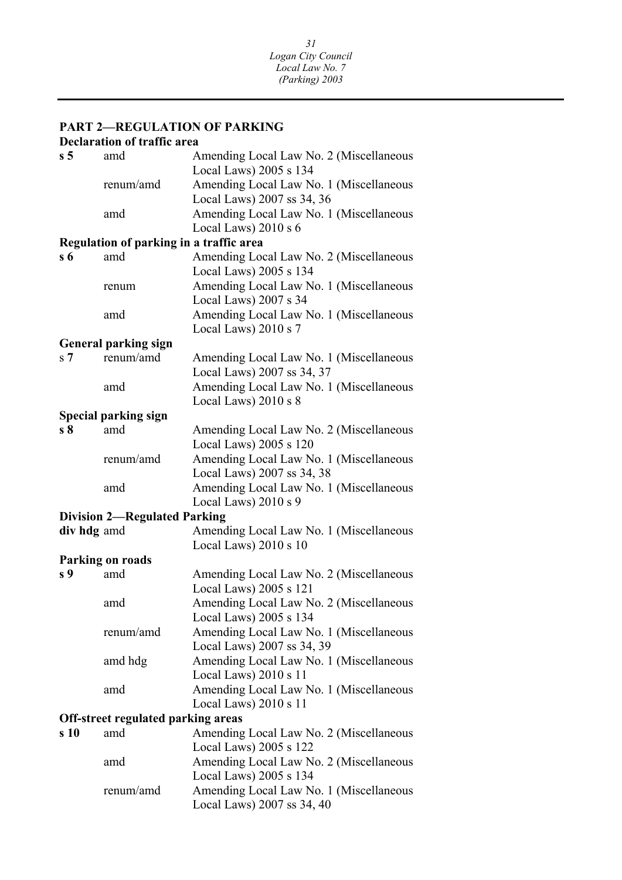## PART 2—REGULATION OF PARKING

**Declaration of traffic area**

| | | |
|---|---|---|
| **s 5** | amd | Amending Local Law No. 2 (Miscellaneous Local Laws) 2005 s 134 |
| | renum/amd | Amending Local Law No. 1 (Miscellaneous Local Laws) 2007 ss 34, 36 |
| | amd | Amending Local Law No. 1 (Miscellaneous Local Laws) 2010 s 6 |

**Regulation of parking in a traffic area**

| | | |
|---|---|---|
| **s 6** | amd | Amending Local Law No. 2 (Miscellaneous Local Laws) 2005 s 134 |
| | renum | Amending Local Law No. 1 (Miscellaneous Local Laws) 2007 s 34 |
| | amd | Amending Local Law No. 1 (Miscellaneous Local Laws) 2010 s 7 |

**General parking sign**

| | | |
|---|---|---|
| s **7** | renum/amd | Amending Local Law No. 1 (Miscellaneous Local Laws) 2007 ss 34, 37 |
| | amd | Amending Local Law No. 1 (Miscellaneous Local Laws) 2010 s 8 |

**Special parking sign**

| | | |
|---|---|---|
| **s 8** | amd | Amending Local Law No. 2 (Miscellaneous Local Laws) 2005 s 120 |
| | renum/amd | Amending Local Law No. 1 (Miscellaneous Local Laws) 2007 ss 34, 38 |
| | amd | Amending Local Law No. 1 (Miscellaneous Local Laws) 2010 s 9 |

**Division 2—Regulated Parking**

| | | |
|---|---|---|
| **div hdg** | amd | Amending Local Law No. 1 (Miscellaneous Local Laws) 2010 s 10 |

**Parking on roads**

| | | |
|---|---|---|
| **s 9** | amd | Amending Local Law No. 2 (Miscellaneous Local Laws) 2005 s 121 |
| | amd | Amending Local Law No. 2 (Miscellaneous Local Laws) 2005 s 134 |
| | renum/amd | Amending Local Law No. 1 (Miscellaneous Local Laws) 2007 ss 34, 39 |
| | amd hdg | Amending Local Law No. 1 (Miscellaneous Local Laws) 2010 s 11 |
| | amd | Amending Local Law No. 1 (Miscellaneous Local Laws) 2010 s 11 |

**Off-street regulated parking areas**

| | | |
|---|---|---|
| **s 10** | amd | Amending Local Law No. 2 (Miscellaneous Local Laws) 2005 s 122 |
| | amd | Amending Local Law No. 2 (Miscellaneous Local Laws) 2005 s 134 |
| | renum/amd | Amending Local Law No. 1 (Miscellaneous Local Laws) 2007 ss 34, 40 |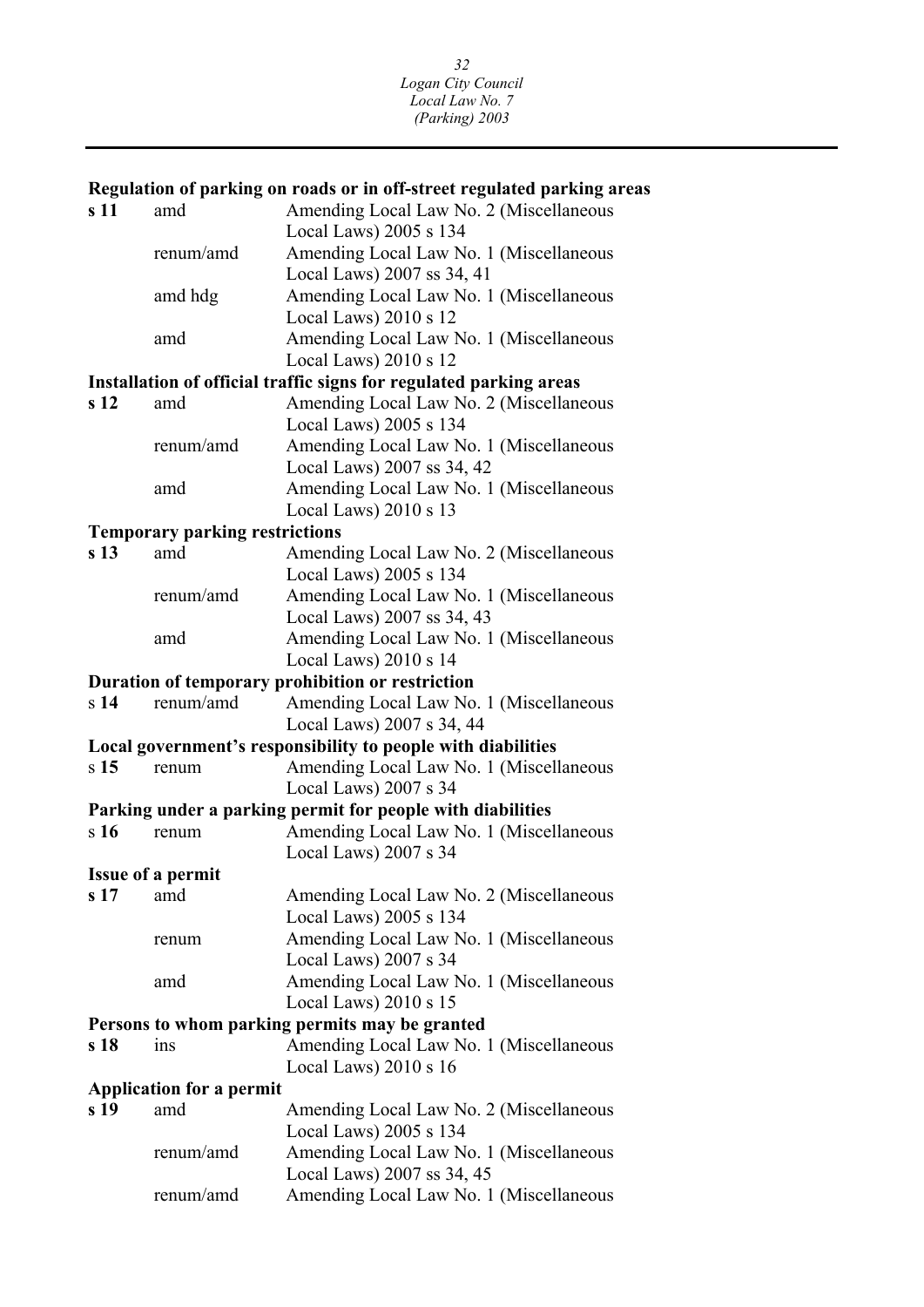**Regulation of parking on roads or in off-street regulated parking areas**

| | | |
|---|---|---|
| **s 11** | amd | Amending Local Law No. 2 (Miscellaneous Local Laws) 2005 s 134 |
| | renum/amd | Amending Local Law No. 1 (Miscellaneous Local Laws) 2007 ss 34, 41 |
| | amd hdg | Amending Local Law No. 1 (Miscellaneous Local Laws) 2010 s 12 |
| | amd | Amending Local Law No. 1 (Miscellaneous Local Laws) 2010 s 12 |

**Installation of official traffic signs for regulated parking areas**

| | | |
|---|---|---|
| **s 12** | amd | Amending Local Law No. 2 (Miscellaneous Local Laws) 2005 s 134 |
| | renum/amd | Amending Local Law No. 1 (Miscellaneous Local Laws) 2007 ss 34, 42 |
| | amd | Amending Local Law No. 1 (Miscellaneous Local Laws) 2010 s 13 |

**Temporary parking restrictions**

| | | |
|---|---|---|
| **s 13** | amd | Amending Local Law No. 2 (Miscellaneous Local Laws) 2005 s 134 |
| | renum/amd | Amending Local Law No. 1 (Miscellaneous Local Laws) 2007 ss 34, 43 |
| | amd | Amending Local Law No. 1 (Miscellaneous Local Laws) 2010 s 14 |

**Duration of temporary prohibition or restriction**

| | | |
|---|---|---|
| s **14** | renum/amd | Amending Local Law No. 1 (Miscellaneous Local Laws) 2007 ss 34, 44 |

**Local government's responsibility to people with diabilities**

| | | |
|---|---|---|
| s **15** | renum | Amending Local Law No. 1 (Miscellaneous Local Laws) 2007 s 34 |

**Parking under a parking permit for people with diabilities**

| | | |
|---|---|---|
| s **16** | renum | Amending Local Law No. 1 (Miscellaneous Local Laws) 2007 s 34 |

**Issue of a permit**

| | | |
|---|---|---|
| **s 17** | amd | Amending Local Law No. 2 (Miscellaneous Local Laws) 2005 s 134 |
| | renum | Amending Local Law No. 1 (Miscellaneous Local Laws) 2007 s 34 |
| | amd | Amending Local Law No. 1 (Miscellaneous Local Laws) 2010 s 15 |

**Persons to whom parking permits may be granted**

| | | |
|---|---|---|
| **s 18** | ins | Amending Local Law No. 1 (Miscellaneous Local Laws) 2010 s 16 |

**Application for a permit**

| | | |
|---|---|---|
| **s 19** | amd | Amending Local Law No. 2 (Miscellaneous Local Laws) 2005 s 134 |
| | renum/amd | Amending Local Law No. 1 (Miscellaneous Local Laws) 2007 ss 34, 45 |
| | renum/amd | Amending Local Law No. 1 (Miscellaneous |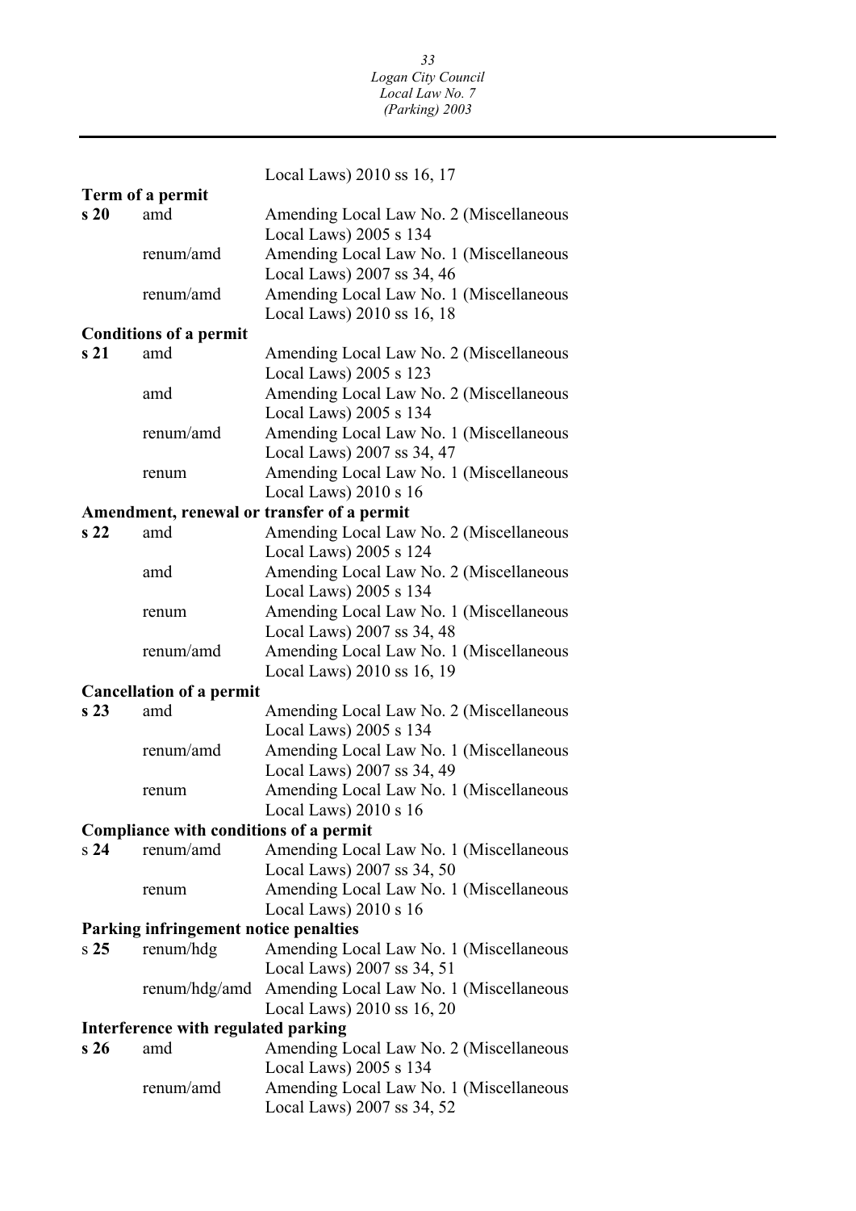Local Laws) 2010 ss 16, 17

**Term of a permit**

| | | |
|---|---|---|
| **s 20** | amd | Amending Local Law No. 2 (Miscellaneous Local Laws) 2005 s 134 |
| | renum/amd | Amending Local Law No. 1 (Miscellaneous Local Laws) 2007 ss 34, 46 |
| | renum/amd | Amending Local Law No. 1 (Miscellaneous Local Laws) 2010 ss 16, 18 |

**Conditions of a permit**

| | | |
|---|---|---|
| **s 21** | amd | Amending Local Law No. 2 (Miscellaneous Local Laws) 2005 s 123 |
| | amd | Amending Local Law No. 2 (Miscellaneous Local Laws) 2005 s 134 |
| | renum/amd | Amending Local Law No. 1 (Miscellaneous Local Laws) 2007 ss 34, 47 |
| | renum | Amending Local Law No. 1 (Miscellaneous Local Laws) 2010 s 16 |

**Amendment, renewal or transfer of a permit**

| | | |
|---|---|---|
| **s 22** | amd | Amending Local Law No. 2 (Miscellaneous Local Laws) 2005 s 124 |
| | amd | Amending Local Law No. 2 (Miscellaneous Local Laws) 2005 s 134 |
| | renum | Amending Local Law No. 1 (Miscellaneous Local Laws) 2007 ss 34, 48 |
| | renum/amd | Amending Local Law No. 1 (Miscellaneous Local Laws) 2010 ss 16, 19 |

**Cancellation of a permit**

| | | |
|---|---|---|
| **s 23** | amd | Amending Local Law No. 2 (Miscellaneous Local Laws) 2005 s 134 |
| | renum/amd | Amending Local Law No. 1 (Miscellaneous Local Laws) 2007 ss 34, 49 |
| | renum | Amending Local Law No. 1 (Miscellaneous Local Laws) 2010 s 16 |

**Compliance with conditions of a permit**

| | | |
|---|---|---|
| s **24** | renum/amd | Amending Local Law No. 1 (Miscellaneous Local Laws) 2007 ss 34, 50 |
| | renum | Amending Local Law No. 1 (Miscellaneous Local Laws) 2010 s 16 |

**Parking infringement notice penalties**

| | | |
|---|---|---|
| s **25** | renum/hdg | Amending Local Law No. 1 (Miscellaneous Local Laws) 2007 ss 34, 51 |
| | renum/hdg/amd | Amending Local Law No. 1 (Miscellaneous Local Laws) 2010 ss 16, 20 |

**Interference with regulated parking**

| | | |
|---|---|---|
| **s 26** | amd | Amending Local Law No. 2 (Miscellaneous Local Laws) 2005 s 134 |
| | renum/amd | Amending Local Law No. 1 (Miscellaneous Local Laws) 2007 ss 34, 52 |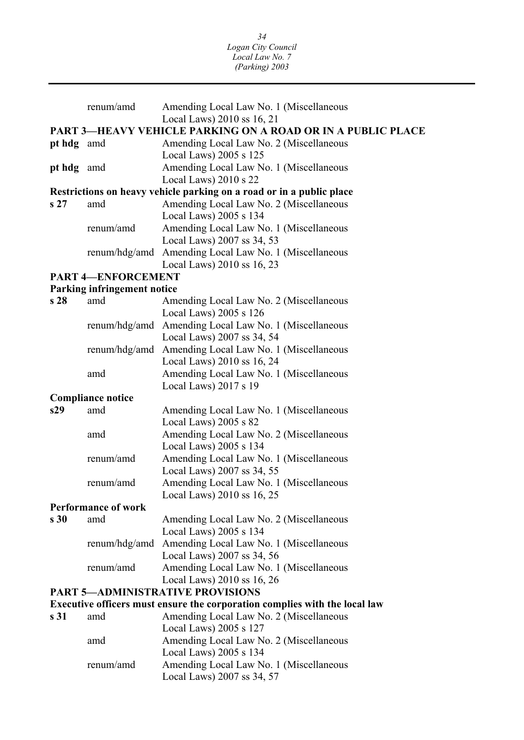| | | |
|---|---|---|
| | renum/amd | Amending Local Law No. 1 (Miscellaneous Local Laws) 2010 ss 16, 21 |

**PART 3—HEAVY VEHICLE PARKING ON A ROAD OR IN A PUBLIC PLACE**

| | | |
|---|---|---|
| **pt hdg** | amd | Amending Local Law No. 2 (Miscellaneous Local Laws) 2005 s 125 |
| **pt hdg** | amd | Amending Local Law No. 1 (Miscellaneous Local Laws) 2010 s 22 |

**Restrictions on heavy vehicle parking on a road or in a public place**

| | | |
|---|---|---|
| **s 27** | amd | Amending Local Law No. 2 (Miscellaneous Local Laws) 2005 s 134 |
| | renum/amd | Amending Local Law No. 1 (Miscellaneous Local Laws) 2007 ss 34, 53 |
| | renum/hdg/amd | Amending Local Law No. 1 (Miscellaneous Local Laws) 2010 ss 16, 23 |

**PART 4—ENFORCEMENT**

**Parking infringement notice**

| | | |
|---|---|---|
| **s 28** | amd | Amending Local Law No. 2 (Miscellaneous Local Laws) 2005 s 126 |
| | renum/hdg/amd | Amending Local Law No. 1 (Miscellaneous Local Laws) 2007 ss 34, 54 |
| | renum/hdg/amd | Amending Local Law No. 1 (Miscellaneous Local Laws) 2010 ss 16, 24 |
| | amd | Amending Local Law No. 1 (Miscellaneous Local Laws) 2017 s 19 |

**Compliance notice**

| | | |
|---|---|---|
| **s29** | amd | Amending Local Law No. 1 (Miscellaneous Local Laws) 2005 s 82 |
| | amd | Amending Local Law No. 2 (Miscellaneous Local Laws) 2005 s 134 |
| | renum/amd | Amending Local Law No. 1 (Miscellaneous Local Laws) 2007 ss 34, 55 |
| | renum/amd | Amending Local Law No. 1 (Miscellaneous Local Laws) 2010 ss 16, 25 |

**Performance of work**

| | | |
|---|---|---|
| **s 30** | amd | Amending Local Law No. 2 (Miscellaneous Local Laws) 2005 s 134 |
| | renum/hdg/amd | Amending Local Law No. 1 (Miscellaneous Local Laws) 2007 ss 34, 56 |
| | renum/amd | Amending Local Law No. 1 (Miscellaneous Local Laws) 2010 ss 16, 26 |

**PART 5—ADMINISTRATIVE PROVISIONS**

**Executive officers must ensure the corporation complies with the local law**

| | | |
|---|---|---|
| **s 31** | amd | Amending Local Law No. 2 (Miscellaneous Local Laws) 2005 s 127 |
| | amd | Amending Local Law No. 2 (Miscellaneous Local Laws) 2005 s 134 |
| | renum/amd | Amending Local Law No. 1 (Miscellaneous Local Laws) 2007 ss 34, 57 |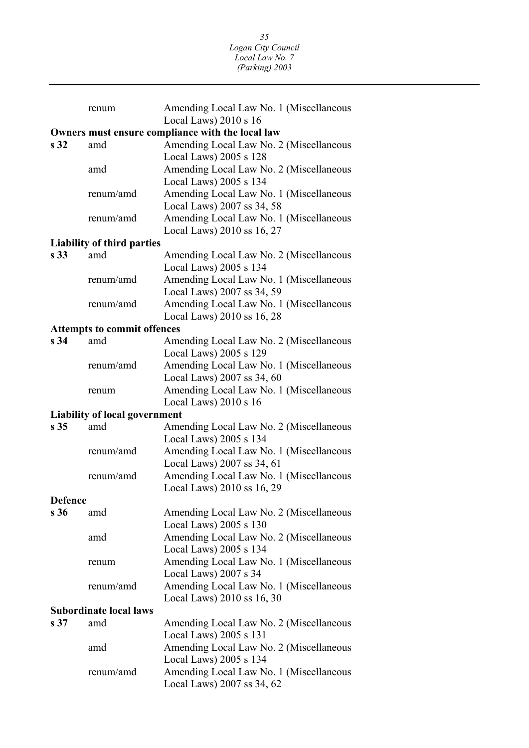| | | |
|---|---|---|
| | renum | Amending Local Law No. 1 (Miscellaneous Local Laws) 2010 s 16 |
| **Owners must ensure compliance with the local law** | | |
| **s 32** | amd | Amending Local Law No. 2 (Miscellaneous Local Laws) 2005 s 128 |
| | amd | Amending Local Law No. 2 (Miscellaneous Local Laws) 2005 s 134 |
| | renum/amd | Amending Local Law No. 1 (Miscellaneous Local Laws) 2007 ss 34, 58 |
| | renum/amd | Amending Local Law No. 1 (Miscellaneous Local Laws) 2010 ss 16, 27 |
| **Liability of third parties** | | |
| **s 33** | amd | Amending Local Law No. 2 (Miscellaneous Local Laws) 2005 s 134 |
| | renum/amd | Amending Local Law No. 1 (Miscellaneous Local Laws) 2007 ss 34, 59 |
| | renum/amd | Amending Local Law No. 1 (Miscellaneous Local Laws) 2010 ss 16, 28 |
| **Attempts to commit offences** | | |
| **s 34** | amd | Amending Local Law No. 2 (Miscellaneous Local Laws) 2005 s 129 |
| | renum/amd | Amending Local Law No. 1 (Miscellaneous Local Laws) 2007 ss 34, 60 |
| | renum | Amending Local Law No. 1 (Miscellaneous Local Laws) 2010 s 16 |
| **Liability of local government** | | |
| **s 35** | amd | Amending Local Law No. 2 (Miscellaneous Local Laws) 2005 s 134 |
| | renum/amd | Amending Local Law No. 1 (Miscellaneous Local Laws) 2007 ss 34, 61 |
| | renum/amd | Amending Local Law No. 1 (Miscellaneous Local Laws) 2010 ss 16, 29 |
| **Defence** | | |
| **s 36** | amd | Amending Local Law No. 2 (Miscellaneous Local Laws) 2005 s 130 |
| | amd | Amending Local Law No. 2 (Miscellaneous Local Laws) 2005 s 134 |
| | renum | Amending Local Law No. 1 (Miscellaneous Local Laws) 2007 s 34 |
| | renum/amd | Amending Local Law No. 1 (Miscellaneous Local Laws) 2010 ss 16, 30 |
| **Subordinate local laws** | | |
| **s 37** | amd | Amending Local Law No. 2 (Miscellaneous Local Laws) 2005 s 131 |
| | amd | Amending Local Law No. 2 (Miscellaneous Local Laws) 2005 s 134 |
| | renum/amd | Amending Local Law No. 1 (Miscellaneous Local Laws) 2007 ss 34, 62 |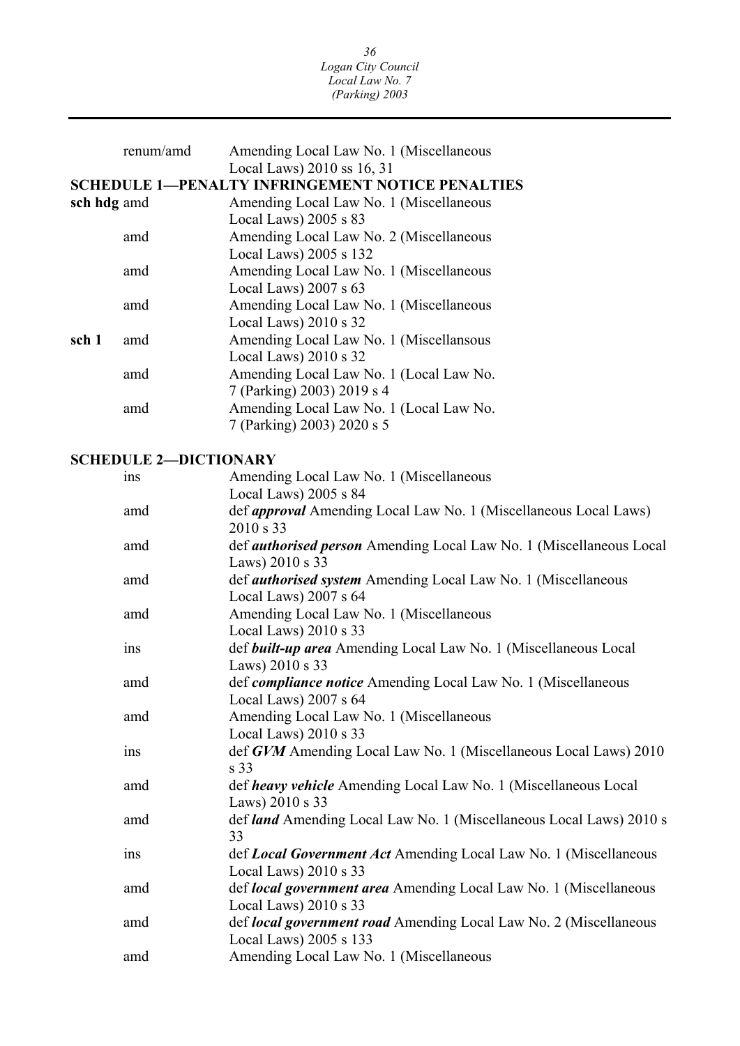| | renum/amd | Amending Local Law No. 1 (Miscellaneous Local Laws) 2010 ss 16, 31 |
|---|---|---|

**SCHEDULE 1—PENALTY INFRINGEMENT NOTICE PENALTIES**

| | | |
|---|---|---|
| **sch hdg** | amd | Amending Local Law No. 1 (Miscellaneous Local Laws) 2005 s 83 |
| | amd | Amending Local Law No. 2 (Miscellaneous Local Laws) 2005 s 132 |
| | amd | Amending Local Law No. 1 (Miscellaneous Local Laws) 2007 s 63 |
| | amd | Amending Local Law No. 1 (Miscellaneous Local Laws) 2010 s 32 |
| **sch 1** | amd | Amending Local Law No. 1 (Miscellansous Local Laws) 2010 s 32 |
| | amd | Amending Local Law No. 1 (Local Law No. 7 (Parking) 2003) 2019 s 4 |
| | amd | Amending Local Law No. 1 (Local Law No. 7 (Parking) 2003) 2020 s 5 |

**SCHEDULE 2—DICTIONARY**

| | | |
|---|---|---|
| | ins | Amending Local Law No. 1 (Miscellaneous Local Laws) 2005 s 84 |
| | amd | def ***approval*** Amending Local Law No. 1 (Miscellaneous Local Laws) 2010 s 33 |
| | amd | def ***authorised person*** Amending Local Law No. 1 (Miscellaneous Local Laws) 2010 s 33 |
| | amd | def ***authorised system*** Amending Local Law No. 1 (Miscellaneous Local Laws) 2007 s 64 |
| | amd | Amending Local Law No. 1 (Miscellaneous Local Laws) 2010 s 33 |
| | ins | def ***built-up area*** Amending Local Law No. 1 (Miscellaneous Local Laws) 2010 s 33 |
| | amd | def ***compliance notice*** Amending Local Law No. 1 (Miscellaneous Local Laws) 2007 s 64 |
| | amd | Amending Local Law No. 1 (Miscellaneous Local Laws) 2010 s 33 |
| | ins | def ***GVM*** Amending Local Law No. 1 (Miscellaneous Local Laws) 2010 s 33 |
| | amd | def ***heavy vehicle*** Amending Local Law No. 1 (Miscellaneous Local Laws) 2010 s 33 |
| | amd | def ***land*** Amending Local Law No. 1 (Miscellaneous Local Laws) 2010 s 33 |
| | ins | def ***Local Government Act*** Amending Local Law No. 1 (Miscellaneous Local Laws) 2010 s 33 |
| | amd | def ***local government area*** Amending Local Law No. 1 (Miscellaneous Local Laws) 2010 s 33 |
| | amd | def ***local government road*** Amending Local Law No. 2 (Miscellaneous Local Laws) 2005 s 133 |
| | amd | Amending Local Law No. 1 (Miscellaneous |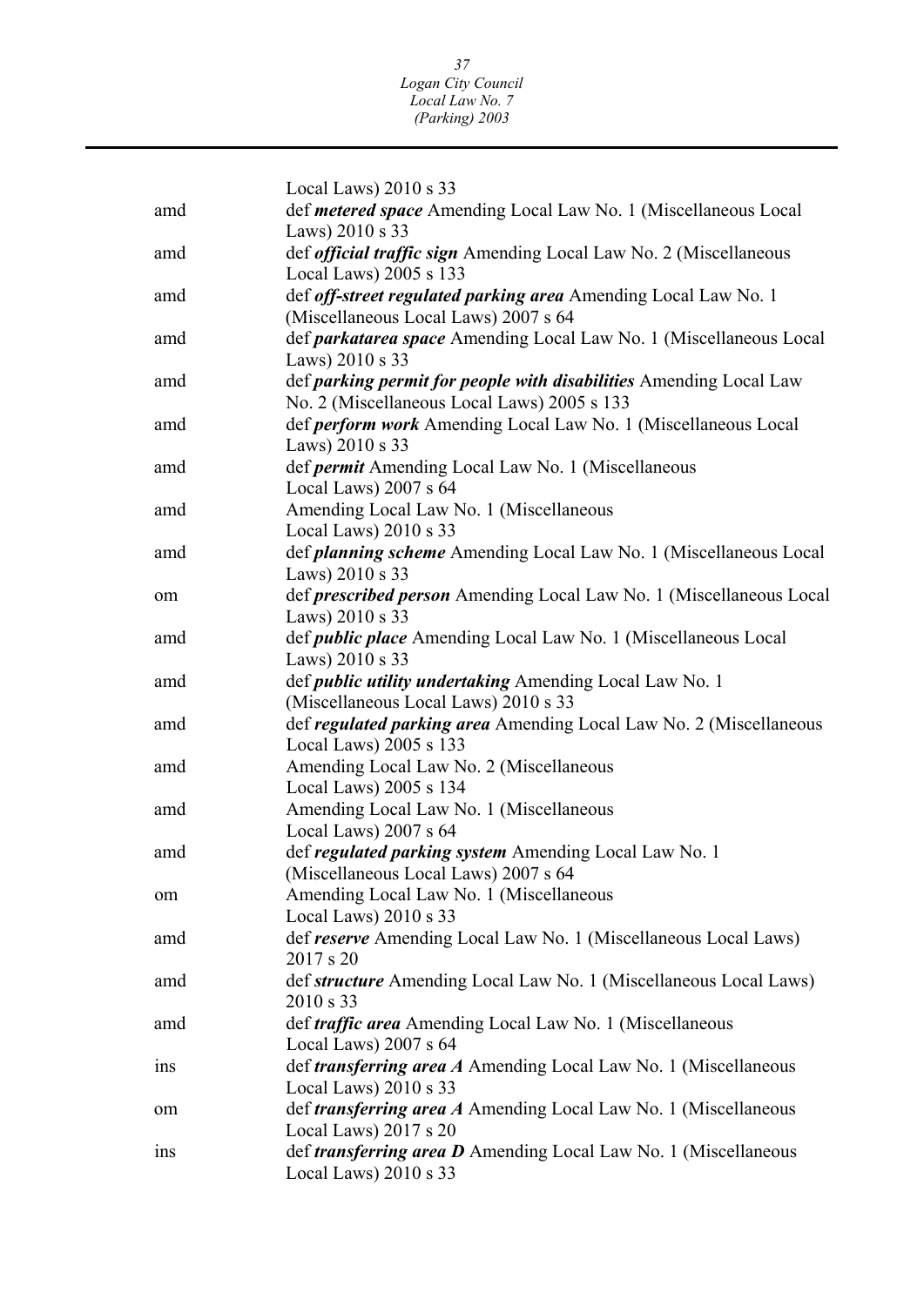|  | Local Laws) 2010 s 33 |
|---|---|
| amd | def ***metered space*** Amending Local Law No. 1 (Miscellaneous Local Laws) 2010 s 33 |
| amd | def ***official traffic sign*** Amending Local Law No. 2 (Miscellaneous Local Laws) 2005 s 133 |
| amd | def ***off-street regulated parking area*** Amending Local Law No. 1 (Miscellaneous Local Laws) 2007 s 64 |
| amd | def ***parkatarea space*** Amending Local Law No. 1 (Miscellaneous Local Laws) 2010 s 33 |
| amd | def ***parking permit for people with disabilities*** Amending Local Law No. 2 (Miscellaneous Local Laws) 2005 s 133 |
| amd | def ***perform work*** Amending Local Law No. 1 (Miscellaneous Local Laws) 2010 s 33 |
| amd | def ***permit*** Amending Local Law No. 1 (Miscellaneous Local Laws) 2007 s 64 |
| amd | Amending Local Law No. 1 (Miscellaneous Local Laws) 2010 s 33 |
| amd | def ***planning scheme*** Amending Local Law No. 1 (Miscellaneous Local Laws) 2010 s 33 |
| om | def ***prescribed person*** Amending Local Law No. 1 (Miscellaneous Local Laws) 2010 s 33 |
| amd | def ***public place*** Amending Local Law No. 1 (Miscellaneous Local Laws) 2010 s 33 |
| amd | def ***public utility undertaking*** Amending Local Law No. 1 (Miscellaneous Local Laws) 2010 s 33 |
| amd | def ***regulated parking area*** Amending Local Law No. 2 (Miscellaneous Local Laws) 2005 s 133 |
| amd | Amending Local Law No. 2 (Miscellaneous Local Laws) 2005 s 134 |
| amd | Amending Local Law No. 1 (Miscellaneous Local Laws) 2007 s 64 |
| amd | def ***regulated parking system*** Amending Local Law No. 1 (Miscellaneous Local Laws) 2007 s 64 |
| om | Amending Local Law No. 1 (Miscellaneous Local Laws) 2010 s 33 |
| amd | def ***reserve*** Amending Local Law No. 1 (Miscellaneous Local Laws) 2017 s 20 |
| amd | def ***structure*** Amending Local Law No. 1 (Miscellaneous Local Laws) 2010 s 33 |
| amd | def ***traffic area*** Amending Local Law No. 1 (Miscellaneous Local Laws) 2007 s 64 |
| ins | def ***transferring area A*** Amending Local Law No. 1 (Miscellaneous Local Laws) 2010 s 33 |
| om | def ***transferring area A*** Amending Local Law No. 1 (Miscellaneous Local Laws) 2017 s 20 |
| ins | def ***transferring area D*** Amending Local Law No. 1 (Miscellaneous Local Laws) 2010 s 33 |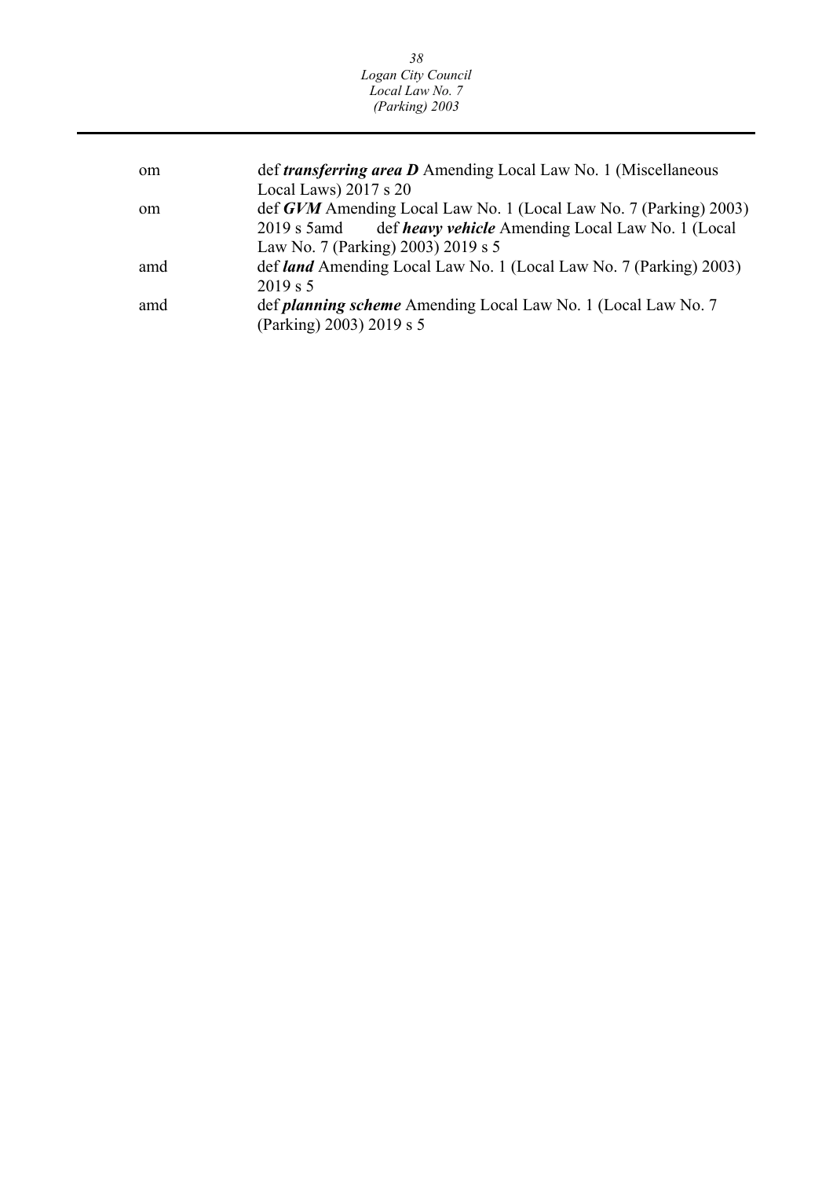| | |
|---|---|
| om | def ***transferring area D*** Amending Local Law No. 1 (Miscellaneous Local Laws) 2017 s 20 |
| om | def ***GVM*** Amending Local Law No. 1 (Local Law No. 7 (Parking) 2003) 2019 s 5amd def ***heavy vehicle*** Amending Local Law No. 1 (Local Law No. 7 (Parking) 2003) 2019 s 5 |
| amd | def ***land*** Amending Local Law No. 1 (Local Law No. 7 (Parking) 2003) 2019 s 5 |
| amd | def ***planning scheme*** Amending Local Law No. 1 (Local Law No. 7 (Parking) 2003) 2019 s 5 |